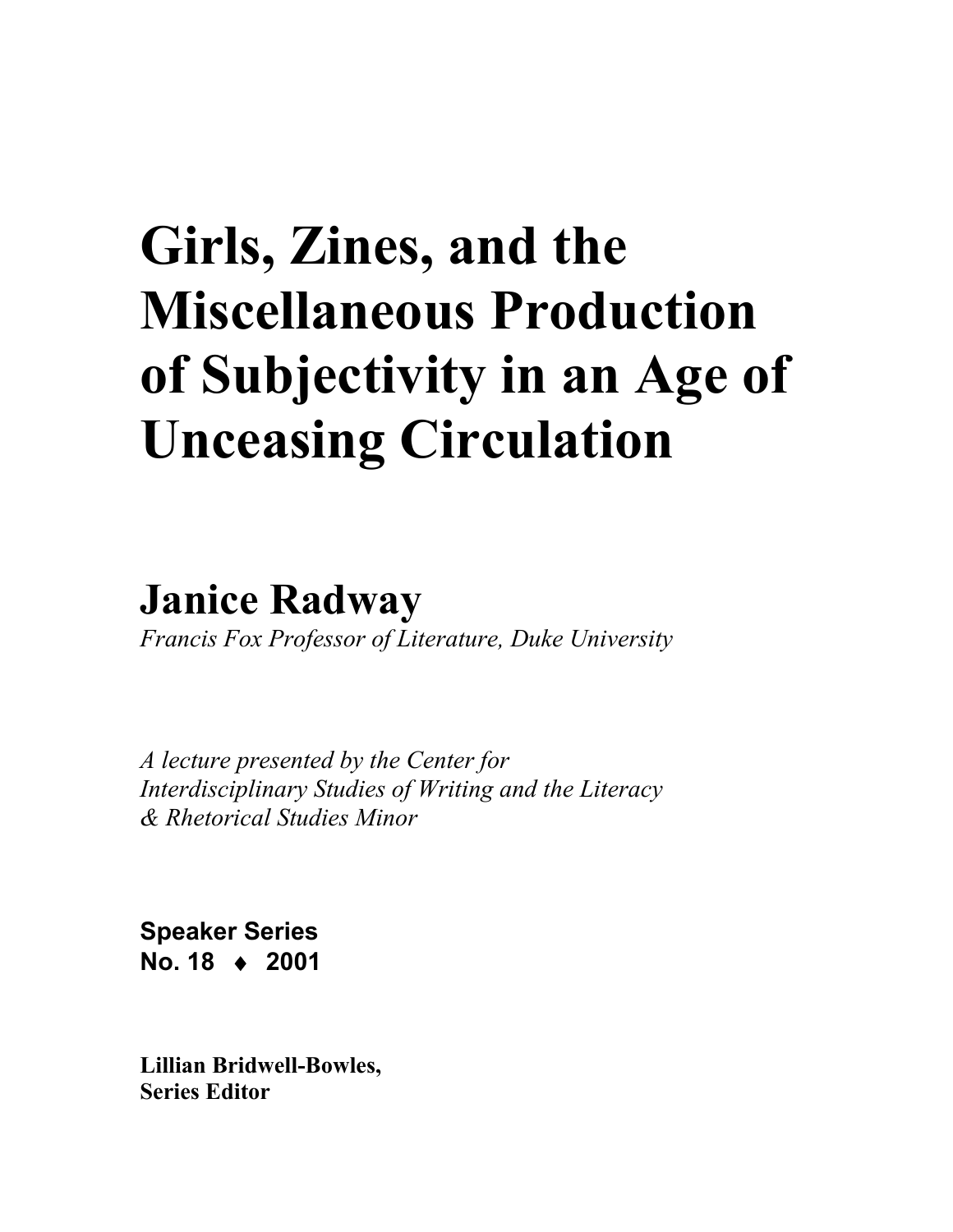# Girls, Zines, and the Miscellaneous Production of Subjectivity in an Age of Unceasing Circulation

## Janice Radway

*Francis Fox Professor of Literature, Duke University*

*A lecture presented by the Center for Interdisciplinary Studies of Writing and the Literacy & Rhetorical Studies Minor*

**Speaker Series**
**No. 18 ♦ 2001**

**Lillian Bridwell-Bowles,**
**Series Editor**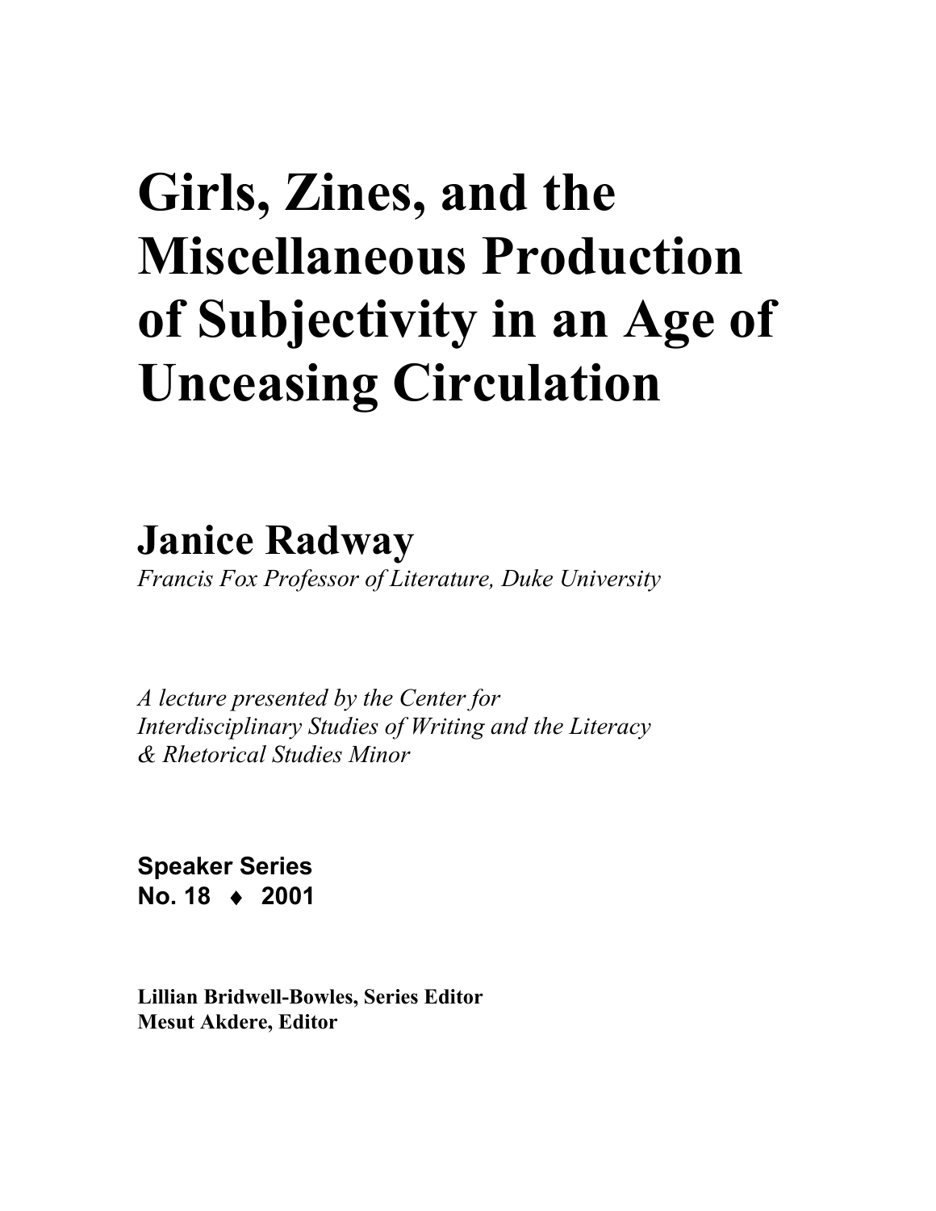# Girls, Zines, and the Miscellaneous Production of Subjectivity in an Age of Unceasing Circulation

## Janice Radway

*Francis Fox Professor of Literature, Duke University*

*A lecture presented by the Center for Interdisciplinary Studies of Writing and the Literacy & Rhetorical Studies Minor*

**Speaker Series**
**No. 18 ♦ 2001**

**Lillian Bridwell-Bowles, Series Editor**
**Mesut Akdere, Editor**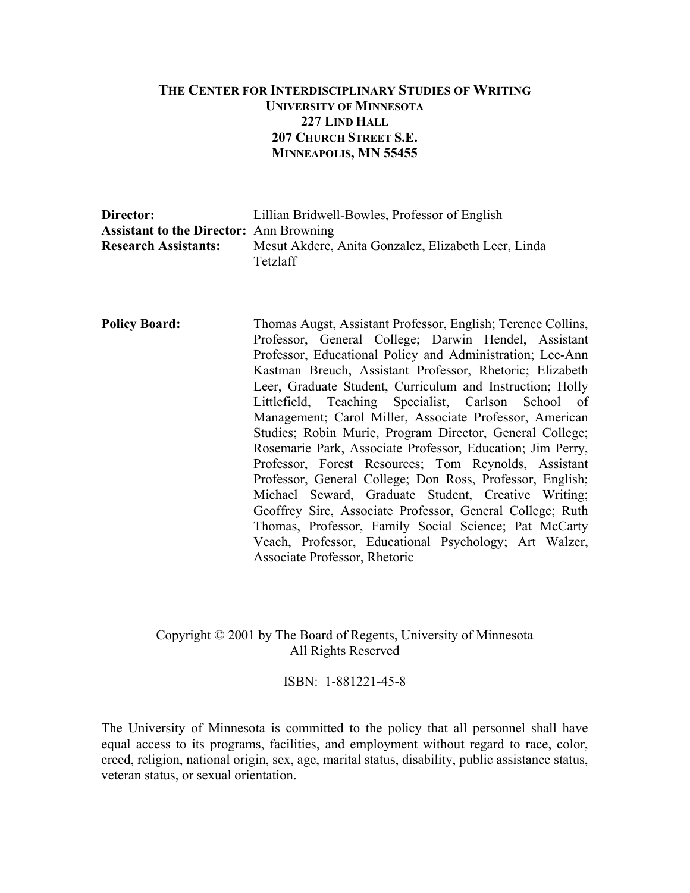**THE CENTER FOR INTERDISCIPLINARY STUDIES OF WRITING**
**UNIVERSITY OF MINNESOTA**
**227 LIND HALL**
**207 CHURCH STREET S.E.**
**MINNEAPOLIS, MN 55455**

**Director:** Lillian Bridwell-Bowles, Professor of English
**Assistant to the Director:** Ann Browning
**Research Assistants:** Mesut Akdere, Anita Gonzalez, Elizabeth Leer, Linda Tetzlaff

**Policy Board:** Thomas Augst, Assistant Professor, English; Terence Collins, Professor, General College; Darwin Hendel, Assistant Professor, Educational Policy and Administration; Lee-Ann Kastman Breuch, Assistant Professor, Rhetoric; Elizabeth Leer, Graduate Student, Curriculum and Instruction; Holly Littlefield, Teaching Specialist, Carlson School of Management; Carol Miller, Associate Professor, American Studies; Robin Murie, Program Director, General College; Rosemarie Park, Associate Professor, Education; Jim Perry, Professor, Forest Resources; Tom Reynolds, Assistant Professor, General College; Don Ross, Professor, English; Michael Seward, Graduate Student, Creative Writing; Geoffrey Sirc, Associate Professor, General College; Ruth Thomas, Professor, Family Social Science; Pat McCarty Veach, Professor, Educational Psychology; Art Walzer, Associate Professor, Rhetoric

Copyright © 2001 by The Board of Regents, University of Minnesota
All Rights Reserved

ISBN: 1-881221-45-8

The University of Minnesota is committed to the policy that all personnel shall have equal access to its programs, facilities, and employment without regard to race, color, creed, religion, national origin, sex, age, marital status, disability, public assistance status, veteran status, or sexual orientation.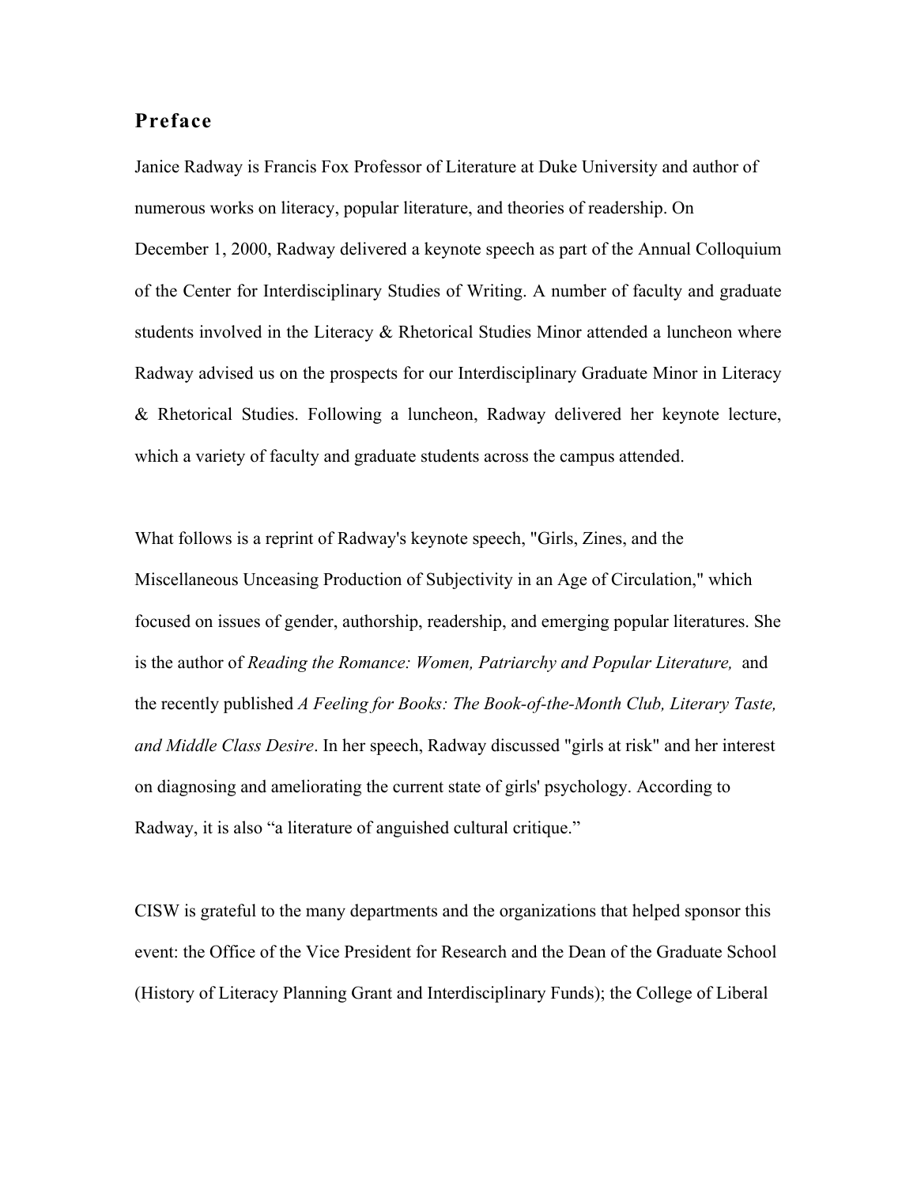## Preface

Janice Radway is Francis Fox Professor of Literature at Duke University and author of numerous works on literacy, popular literature, and theories of readership. On December 1, 2000, Radway delivered a keynote speech as part of the Annual Colloquium of the Center for Interdisciplinary Studies of Writing. A number of faculty and graduate students involved in the Literacy & Rhetorical Studies Minor attended a luncheon where Radway advised us on the prospects for our Interdisciplinary Graduate Minor in Literacy & Rhetorical Studies. Following a luncheon, Radway delivered her keynote lecture, which a variety of faculty and graduate students across the campus attended.

What follows is a reprint of Radway's keynote speech, "Girls, Zines, and the Miscellaneous Unceasing Production of Subjectivity in an Age of Circulation," which focused on issues of gender, authorship, readership, and emerging popular literatures. She is the author of *Reading the Romance: Women, Patriarchy and Popular Literature,* and the recently published *A Feeling for Books: The Book-of-the-Month Club, Literary Taste, and Middle Class Desire*. In her speech, Radway discussed "girls at risk" and her interest on diagnosing and ameliorating the current state of girls' psychology. According to Radway, it is also "a literature of anguished cultural critique."

CISW is grateful to the many departments and the organizations that helped sponsor this event: the Office of the Vice President for Research and the Dean of the Graduate School (History of Literacy Planning Grant and Interdisciplinary Funds); the College of Liberal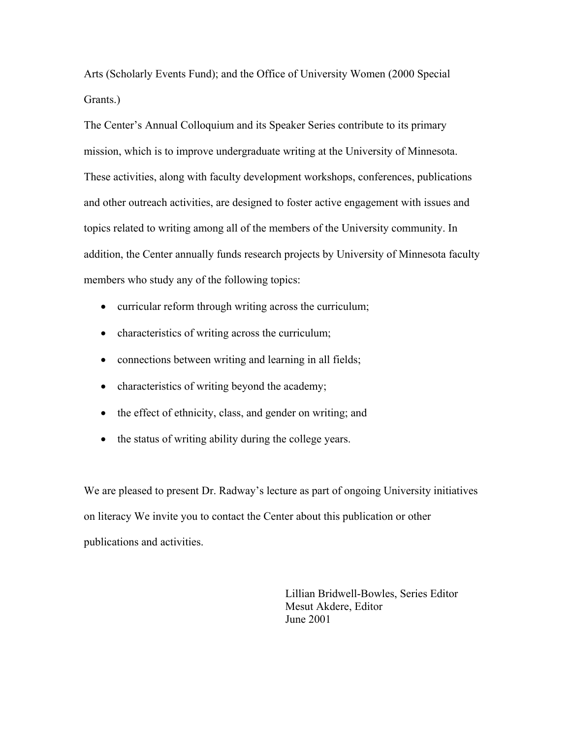Arts (Scholarly Events Fund); and the Office of University Women (2000 Special Grants.)

The Center's Annual Colloquium and its Speaker Series contribute to its primary mission, which is to improve undergraduate writing at the University of Minnesota. These activities, along with faculty development workshops, conferences, publications and other outreach activities, are designed to foster active engagement with issues and topics related to writing among all of the members of the University community. In addition, the Center annually funds research projects by University of Minnesota faculty members who study any of the following topics:

- curricular reform through writing across the curriculum;
- characteristics of writing across the curriculum;
- connections between writing and learning in all fields;
- characteristics of writing beyond the academy;
- the effect of ethnicity, class, and gender on writing; and
- the status of writing ability during the college years.

We are pleased to present Dr. Radway's lecture as part of ongoing University initiatives on literacy We invite you to contact the Center about this publication or other publications and activities.

Lillian Bridwell-Bowles, Series Editor
Mesut Akdere, Editor
June 2001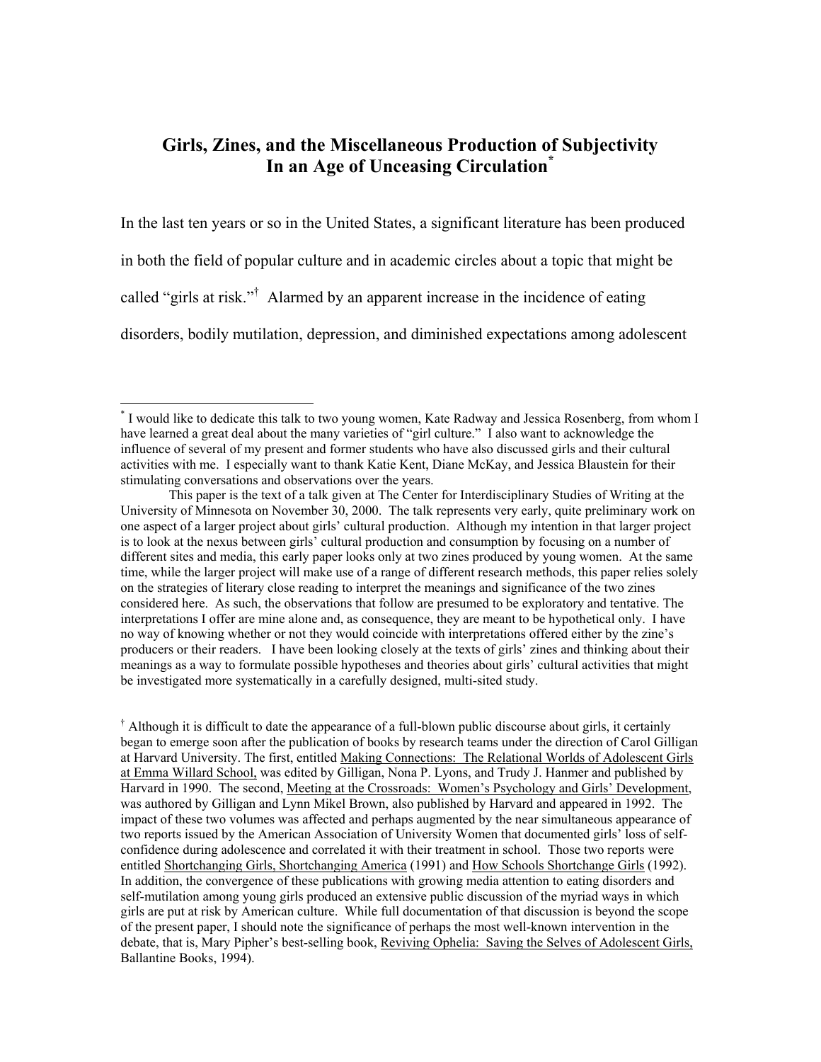# Girls, Zines, and the Miscellaneous Production of Subjectivity In an Age of Unceasing Circulation[*]

In the last ten years or so in the United States, a significant literature has been produced in both the field of popular culture and in academic circles about a topic that might be called "girls at risk."[†] Alarmed by an apparent increase in the incidence of eating disorders, bodily mutilation, depression, and diminished expectations among adolescent

---

[*] I would like to dedicate this talk to two young women, Kate Radway and Jessica Rosenberg, from whom I have learned a great deal about the many varieties of "girl culture." I also want to acknowledge the influence of several of my present and former students who have also discussed girls and their cultural activities with me. I especially want to thank Katie Kent, Diane McKay, and Jessica Blaustein for their stimulating conversations and observations over the years.

This paper is the text of a talk given at The Center for Interdisciplinary Studies of Writing at the University of Minnesota on November 30, 2000. The talk represents very early, quite preliminary work on one aspect of a larger project about girls' cultural production. Although my intention in that larger project is to look at the nexus between girls' cultural production and consumption by focusing on a number of different sites and media, this early paper looks only at two zines produced by young women. At the same time, while the larger project will make use of a range of different research methods, this paper relies solely on the strategies of literary close reading to interpret the meanings and significance of the two zines considered here. As such, the observations that follow are presumed to be exploratory and tentative. The interpretations I offer are mine alone and, as consequence, they are meant to be hypothetical only. I have no way of knowing whether or not they would coincide with interpretations offered either by the zine's producers or their readers. I have been looking closely at the texts of girls' zines and thinking about their meanings as a way to formulate possible hypotheses and theories about girls' cultural activities that might be investigated more systematically in a carefully designed, multi-sited study.

[†] Although it is difficult to date the appearance of a full-blown public discourse about girls, it certainly began to emerge soon after the publication of books by research teams under the direction of Carol Gilligan at Harvard University. The first, entitled Making Connections: The Relational Worlds of Adolescent Girls at Emma Willard School, was edited by Gilligan, Nona P. Lyons, and Trudy J. Hanmer and published by Harvard in 1990. The second, Meeting at the Crossroads: Women's Psychology and Girls' Development, was authored by Gilligan and Lynn Mikel Brown, also published by Harvard and appeared in 1992. The impact of these two volumes was affected and perhaps augmented by the near simultaneous appearance of two reports issued by the American Association of University Women that documented girls' loss of self-confidence during adolescence and correlated it with their treatment in school. Those two reports were entitled Shortchanging Girls, Shortchanging America (1991) and How Schools Shortchange Girls (1992). In addition, the convergence of these publications with growing media attention to eating disorders and self-mutilation among young girls produced an extensive public discussion of the myriad ways in which girls are put at risk by American culture. While full documentation of that discussion is beyond the scope of the present paper, I should note the significance of perhaps the most well-known intervention in the debate, that is, Mary Pipher's best-selling book, Reviving Ophelia: Saving the Selves of Adolescent Girls, Ballantine Books, 1994).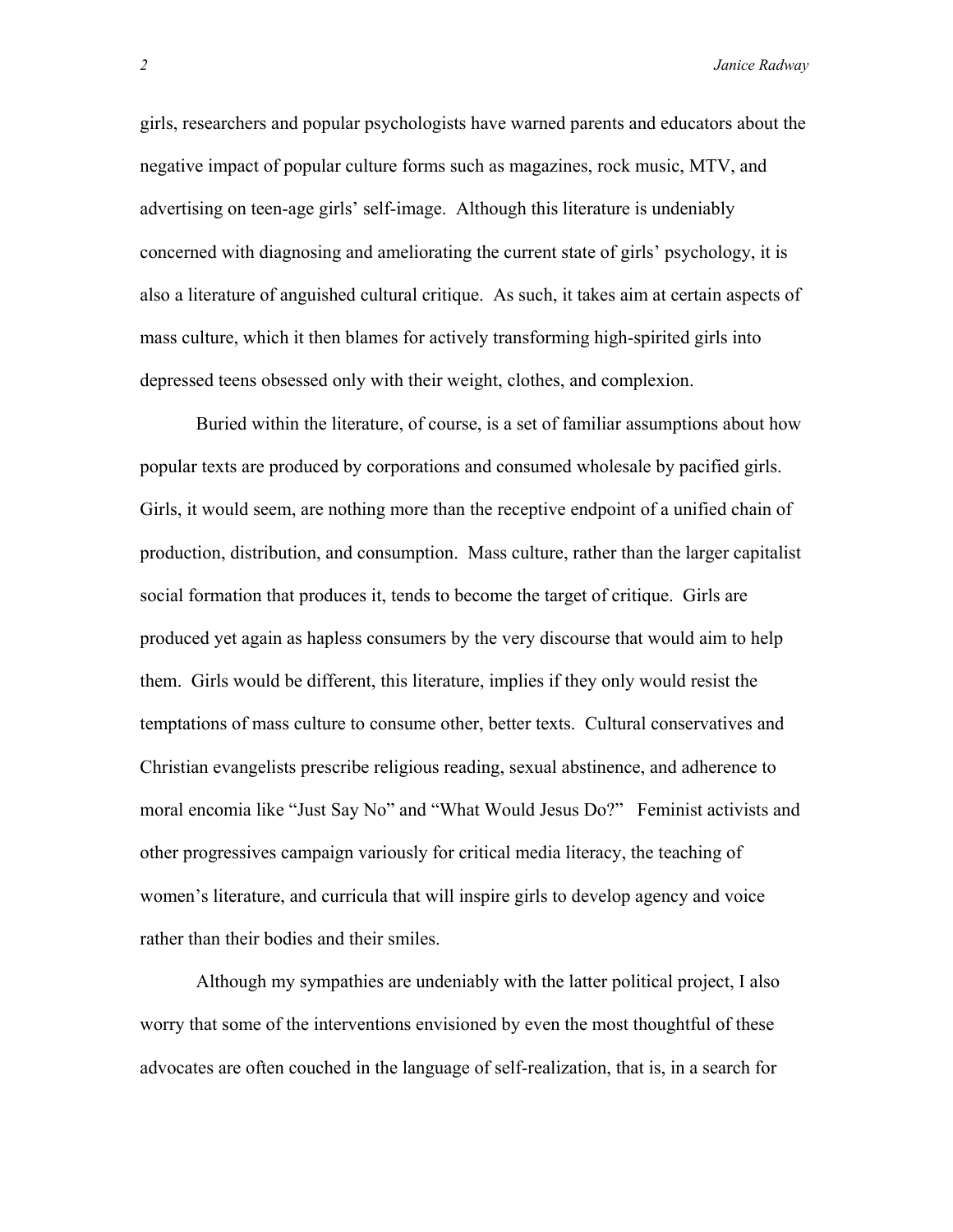girls, researchers and popular psychologists have warned parents and educators about the negative impact of popular culture forms such as magazines, rock music, MTV, and advertising on teen-age girls' self-image. Although this literature is undeniably concerned with diagnosing and ameliorating the current state of girls' psychology, it is also a literature of anguished cultural critique. As such, it takes aim at certain aspects of mass culture, which it then blames for actively transforming high-spirited girls into depressed teens obsessed only with their weight, clothes, and complexion.

Buried within the literature, of course, is a set of familiar assumptions about how popular texts are produced by corporations and consumed wholesale by pacified girls. Girls, it would seem, are nothing more than the receptive endpoint of a unified chain of production, distribution, and consumption. Mass culture, rather than the larger capitalist social formation that produces it, tends to become the target of critique. Girls are produced yet again as hapless consumers by the very discourse that would aim to help them. Girls would be different, this literature, implies if they only would resist the temptations of mass culture to consume other, better texts. Cultural conservatives and Christian evangelists prescribe religious reading, sexual abstinence, and adherence to moral encomia like "Just Say No" and "What Would Jesus Do?" Feminist activists and other progressives campaign variously for critical media literacy, the teaching of women's literature, and curricula that will inspire girls to develop agency and voice rather than their bodies and their smiles.

Although my sympathies are undeniably with the latter political project, I also worry that some of the interventions envisioned by even the most thoughtful of these advocates are often couched in the language of self-realization, that is, in a search for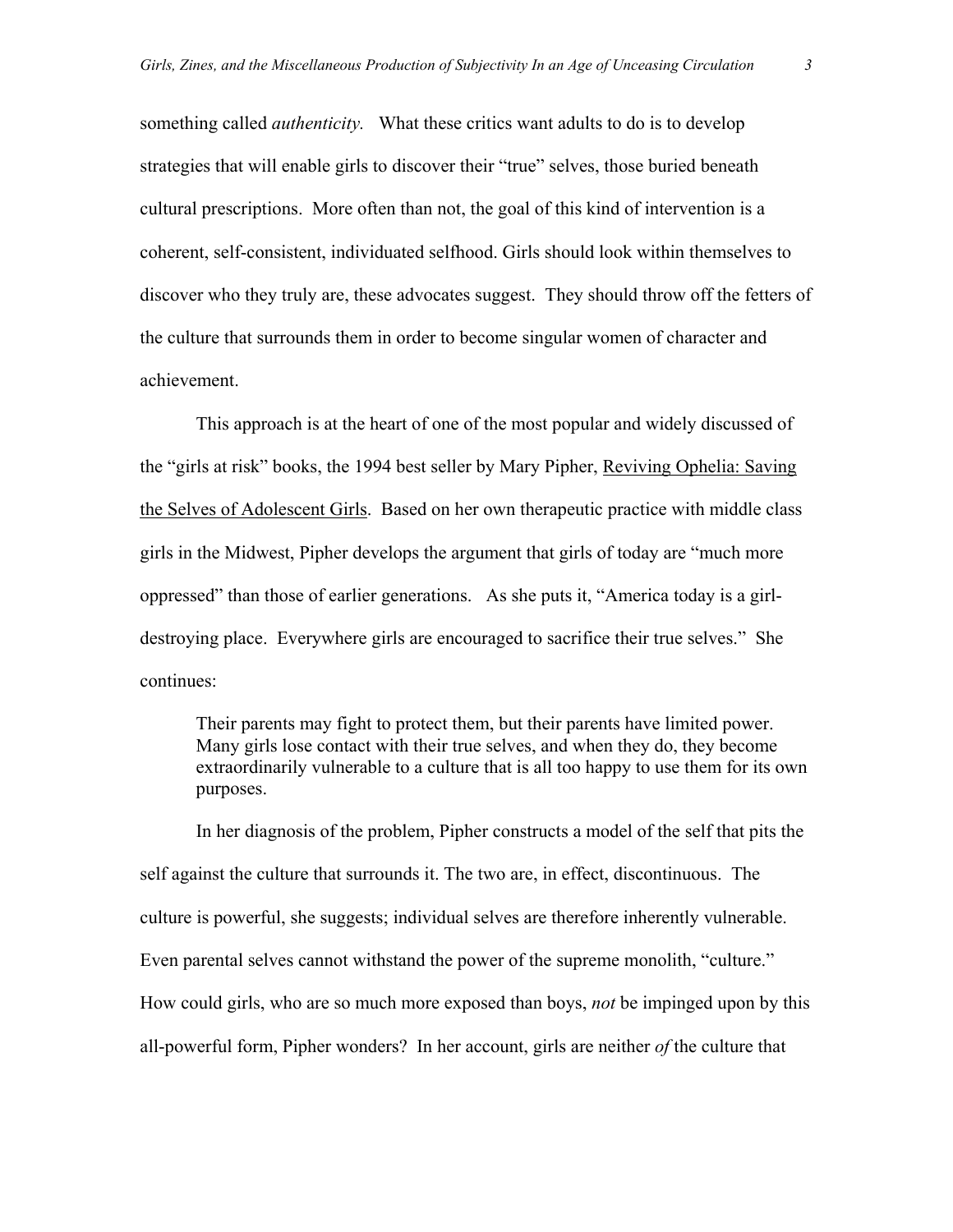something called *authenticity.* What these critics want adults to do is to develop strategies that will enable girls to discover their "true" selves, those buried beneath cultural prescriptions. More often than not, the goal of this kind of intervention is a coherent, self-consistent, individuated selfhood. Girls should look within themselves to discover who they truly are, these advocates suggest. They should throw off the fetters of the culture that surrounds them in order to become singular women of character and achievement.

This approach is at the heart of one of the most popular and widely discussed of the "girls at risk" books, the 1994 best seller by Mary Pipher, Reviving Ophelia: Saving the Selves of Adolescent Girls. Based on her own therapeutic practice with middle class girls in the Midwest, Pipher develops the argument that girls of today are "much more oppressed" than those of earlier generations. As she puts it, "America today is a girl-destroying place. Everywhere girls are encouraged to sacrifice their true selves." She continues:

> Their parents may fight to protect them, but their parents have limited power. Many girls lose contact with their true selves, and when they do, they become extraordinarily vulnerable to a culture that is all too happy to use them for its own purposes.

In her diagnosis of the problem, Pipher constructs a model of the self that pits the self against the culture that surrounds it. The two are, in effect, discontinuous. The culture is powerful, she suggests; individual selves are therefore inherently vulnerable. Even parental selves cannot withstand the power of the supreme monolith, "culture." How could girls, who are so much more exposed than boys, *not* be impinged upon by this all-powerful form, Pipher wonders? In her account, girls are neither *of* the culture that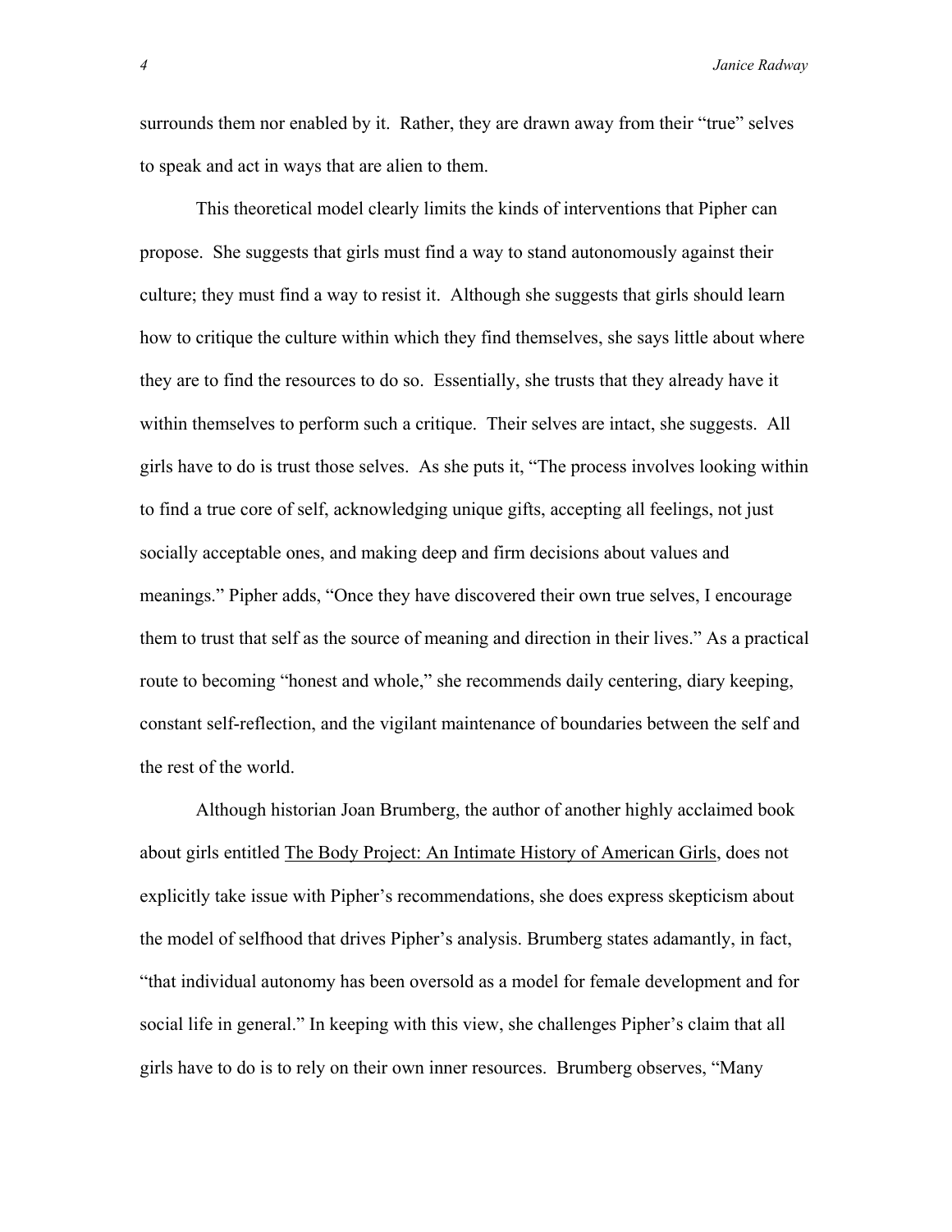surrounds them nor enabled by it. Rather, they are drawn away from their "true" selves to speak and act in ways that are alien to them.

This theoretical model clearly limits the kinds of interventions that Pipher can propose. She suggests that girls must find a way to stand autonomously against their culture; they must find a way to resist it. Although she suggests that girls should learn how to critique the culture within which they find themselves, she says little about where they are to find the resources to do so. Essentially, she trusts that they already have it within themselves to perform such a critique. Their selves are intact, she suggests. All girls have to do is trust those selves. As she puts it, "The process involves looking within to find a true core of self, acknowledging unique gifts, accepting all feelings, not just socially acceptable ones, and making deep and firm decisions about values and meanings." Pipher adds, "Once they have discovered their own true selves, I encourage them to trust that self as the source of meaning and direction in their lives." As a practical route to becoming "honest and whole," she recommends daily centering, diary keeping, constant self-reflection, and the vigilant maintenance of boundaries between the self and the rest of the world.

Although historian Joan Brumberg, the author of another highly acclaimed book about girls entitled The Body Project: An Intimate History of American Girls, does not explicitly take issue with Pipher's recommendations, she does express skepticism about the model of selfhood that drives Pipher's analysis. Brumberg states adamantly, in fact, "that individual autonomy has been oversold as a model for female development and for social life in general." In keeping with this view, she challenges Pipher's claim that all girls have to do is to rely on their own inner resources. Brumberg observes, "Many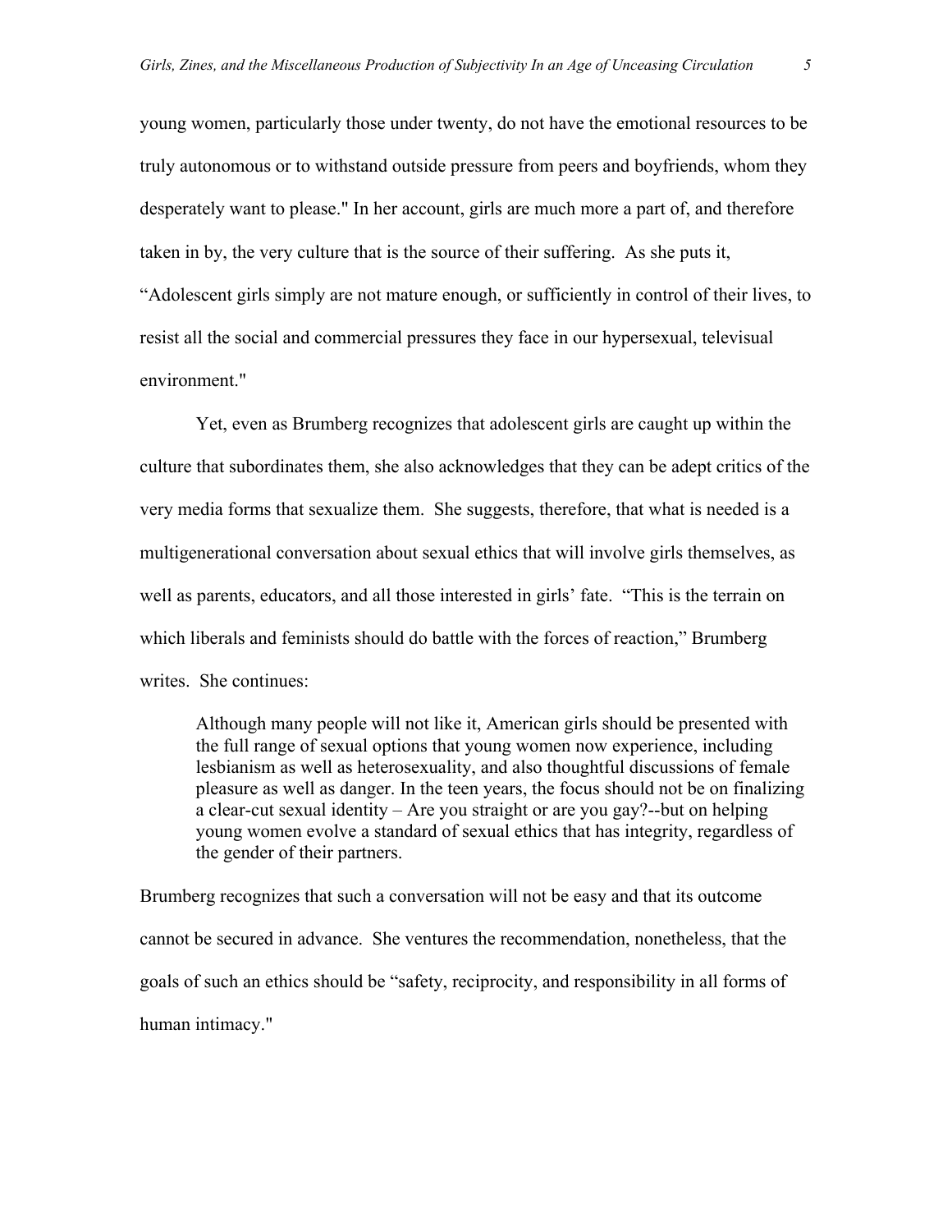young women, particularly those under twenty, do not have the emotional resources to be truly autonomous or to withstand outside pressure from peers and boyfriends, whom they desperately want to please." In her account, girls are much more a part of, and therefore taken in by, the very culture that is the source of their suffering. As she puts it, "Adolescent girls simply are not mature enough, or sufficiently in control of their lives, to resist all the social and commercial pressures they face in our hypersexual, televisual environment."

Yet, even as Brumberg recognizes that adolescent girls are caught up within the culture that subordinates them, she also acknowledges that they can be adept critics of the very media forms that sexualize them. She suggests, therefore, that what is needed is a multigenerational conversation about sexual ethics that will involve girls themselves, as well as parents, educators, and all those interested in girls' fate. "This is the terrain on which liberals and feminists should do battle with the forces of reaction," Brumberg writes. She continues:

> Although many people will not like it, American girls should be presented with the full range of sexual options that young women now experience, including lesbianism as well as heterosexuality, and also thoughtful discussions of female pleasure as well as danger. In the teen years, the focus should not be on finalizing a clear-cut sexual identity – Are you straight or are you gay?--but on helping young women evolve a standard of sexual ethics that has integrity, regardless of the gender of their partners.

Brumberg recognizes that such a conversation will not be easy and that its outcome cannot be secured in advance. She ventures the recommendation, nonetheless, that the goals of such an ethics should be "safety, reciprocity, and responsibility in all forms of human intimacy."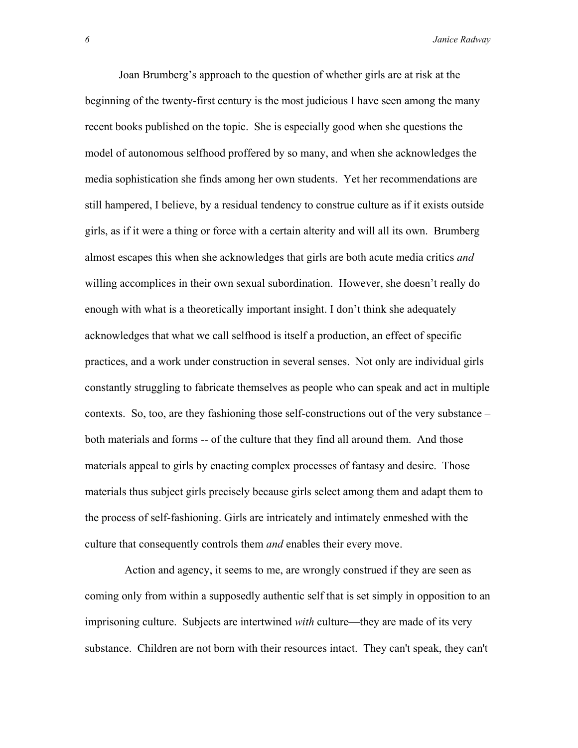Joan Brumberg's approach to the question of whether girls are at risk at the beginning of the twenty-first century is the most judicious I have seen among the many recent books published on the topic. She is especially good when she questions the model of autonomous selfhood proffered by so many, and when she acknowledges the media sophistication she finds among her own students. Yet her recommendations are still hampered, I believe, by a residual tendency to construe culture as if it exists outside girls, as if it were a thing or force with a certain alterity and will all its own. Brumberg almost escapes this when she acknowledges that girls are both acute media critics *and* willing accomplices in their own sexual subordination. However, she doesn't really do enough with what is a theoretically important insight. I don't think she adequately acknowledges that what we call selfhood is itself a production, an effect of specific practices, and a work under construction in several senses. Not only are individual girls constantly struggling to fabricate themselves as people who can speak and act in multiple contexts. So, too, are they fashioning those self-constructions out of the very substance – both materials and forms -- of the culture that they find all around them. And those materials appeal to girls by enacting complex processes of fantasy and desire. Those materials thus subject girls precisely because girls select among them and adapt them to the process of self-fashioning. Girls are intricately and intimately enmeshed with the culture that consequently controls them *and* enables their every move.

Action and agency, it seems to me, are wrongly construed if they are seen as coming only from within a supposedly authentic self that is set simply in opposition to an imprisoning culture. Subjects are intertwined *with* culture—they are made of its very substance. Children are not born with their resources intact. They can't speak, they can't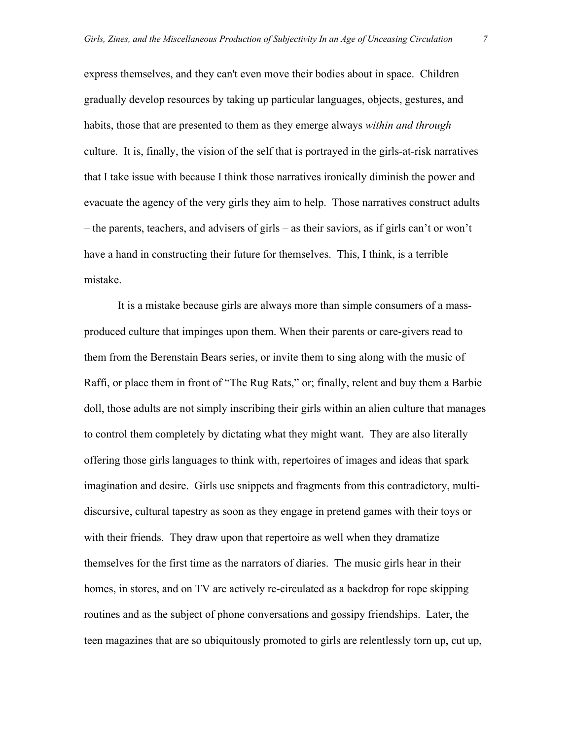express themselves, and they can't even move their bodies about in space. Children gradually develop resources by taking up particular languages, objects, gestures, and habits, those that are presented to them as they emerge always *within and through* culture. It is, finally, the vision of the self that is portrayed in the girls-at-risk narratives that I take issue with because I think those narratives ironically diminish the power and evacuate the agency of the very girls they aim to help. Those narratives construct adults – the parents, teachers, and advisers of girls – as their saviors, as if girls can't or won't have a hand in constructing their future for themselves. This, I think, is a terrible mistake.

It is a mistake because girls are always more than simple consumers of a mass-produced culture that impinges upon them. When their parents or care-givers read to them from the Berenstain Bears series, or invite them to sing along with the music of Raffi, or place them in front of "The Rug Rats," or; finally, relent and buy them a Barbie doll, those adults are not simply inscribing their girls within an alien culture that manages to control them completely by dictating what they might want. They are also literally offering those girls languages to think with, repertoires of images and ideas that spark imagination and desire. Girls use snippets and fragments from this contradictory, multi-discursive, cultural tapestry as soon as they engage in pretend games with their toys or with their friends. They draw upon that repertoire as well when they dramatize themselves for the first time as the narrators of diaries. The music girls hear in their homes, in stores, and on TV are actively re-circulated as a backdrop for rope skipping routines and as the subject of phone conversations and gossipy friendships. Later, the teen magazines that are so ubiquitously promoted to girls are relentlessly torn up, cut up,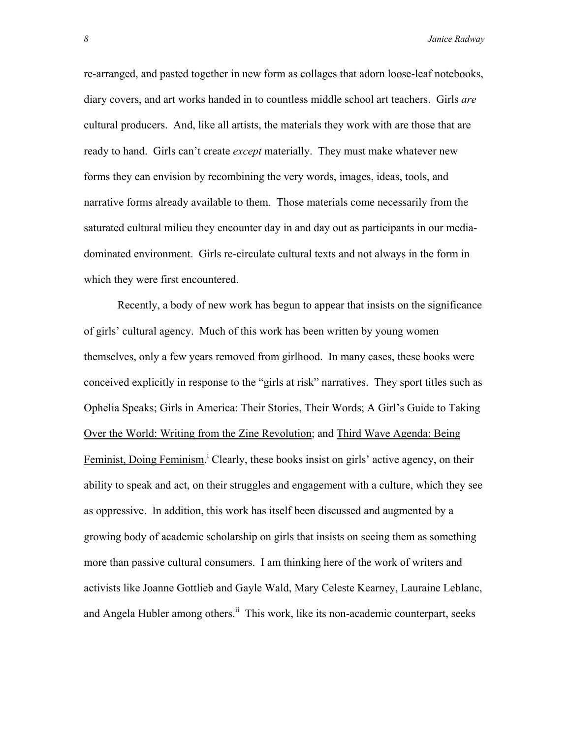re-arranged, and pasted together in new form as collages that adorn loose-leaf notebooks, diary covers, and art works handed in to countless middle school art teachers. Girls *are* cultural producers. And, like all artists, the materials they work with are those that are ready to hand. Girls can't create *except* materially. They must make whatever new forms they can envision by recombining the very words, images, ideas, tools, and narrative forms already available to them. Those materials come necessarily from the saturated cultural milieu they encounter day in and day out as participants in our media-dominated environment. Girls re-circulate cultural texts and not always in the form in which they were first encountered.

Recently, a body of new work has begun to appear that insists on the significance of girls' cultural agency. Much of this work has been written by young women themselves, only a few years removed from girlhood. In many cases, these books were conceived explicitly in response to the "girls at risk" narratives. They sport titles such as Ophelia Speaks; Girls in America: Their Stories, Their Words; A Girl's Guide to Taking Over the World: Writing from the Zine Revolution; and Third Wave Agenda: Being Feminist, Doing Feminism.[i] Clearly, these books insist on girls' active agency, on their ability to speak and act, on their struggles and engagement with a culture, which they see as oppressive. In addition, this work has itself been discussed and augmented by a growing body of academic scholarship on girls that insists on seeing them as something more than passive cultural consumers. I am thinking here of the work of writers and activists like Joanne Gottlieb and Gayle Wald, Mary Celeste Kearney, Lauraine Leblanc, and Angela Hubler among others.[ii] This work, like its non-academic counterpart, seeks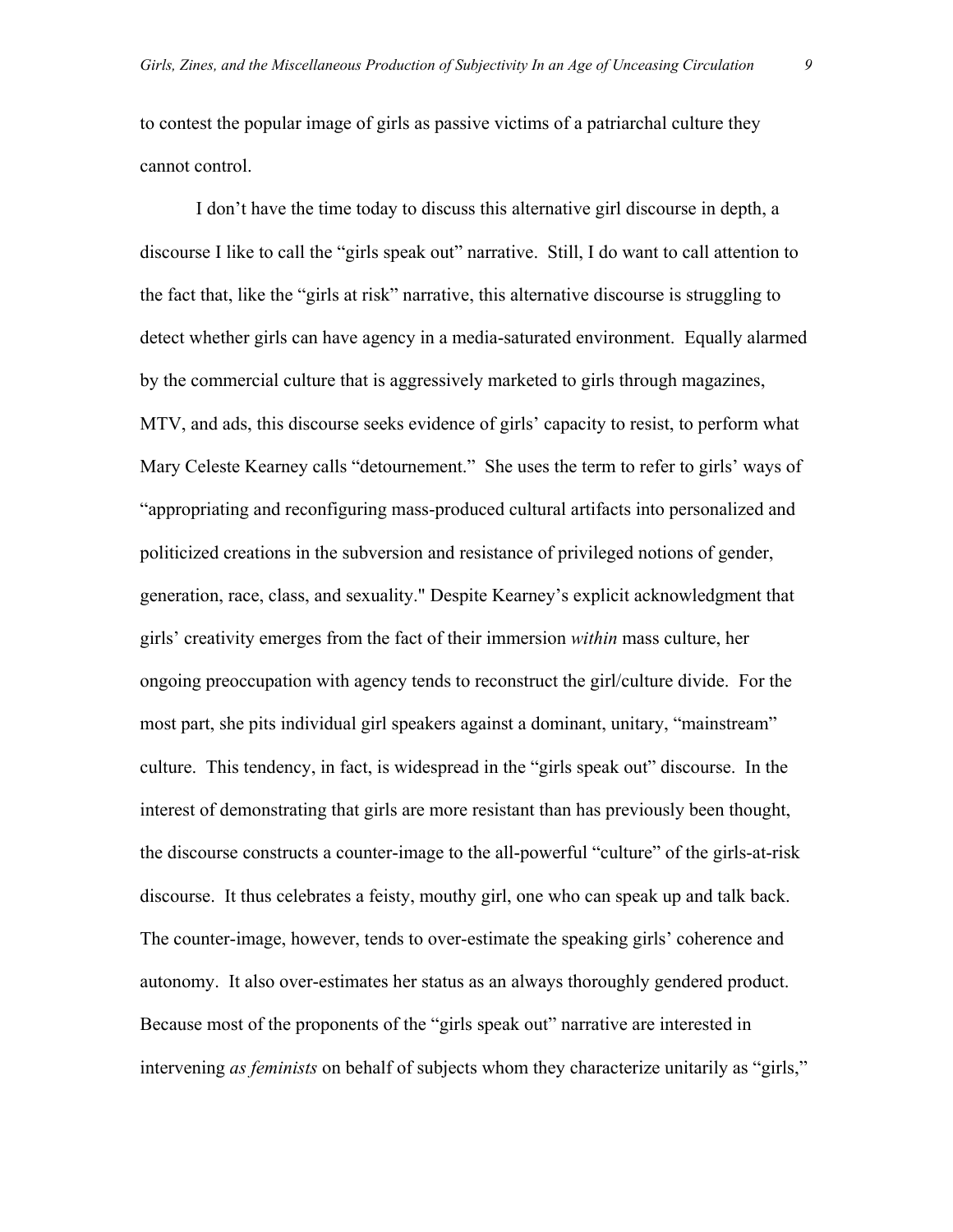to contest the popular image of girls as passive victims of a patriarchal culture they cannot control.

I don't have the time today to discuss this alternative girl discourse in depth, a discourse I like to call the "girls speak out" narrative. Still, I do want to call attention to the fact that, like the "girls at risk" narrative, this alternative discourse is struggling to detect whether girls can have agency in a media-saturated environment. Equally alarmed by the commercial culture that is aggressively marketed to girls through magazines, MTV, and ads, this discourse seeks evidence of girls' capacity to resist, to perform what Mary Celeste Kearney calls "detournement." She uses the term to refer to girls' ways of "appropriating and reconfiguring mass-produced cultural artifacts into personalized and politicized creations in the subversion and resistance of privileged notions of gender, generation, race, class, and sexuality." Despite Kearney's explicit acknowledgment that girls' creativity emerges from the fact of their immersion *within* mass culture, her ongoing preoccupation with agency tends to reconstruct the girl/culture divide. For the most part, she pits individual girl speakers against a dominant, unitary, "mainstream" culture. This tendency, in fact, is widespread in the "girls speak out" discourse. In the interest of demonstrating that girls are more resistant than has previously been thought, the discourse constructs a counter-image to the all-powerful "culture" of the girls-at-risk discourse. It thus celebrates a feisty, mouthy girl, one who can speak up and talk back. The counter-image, however, tends to over-estimate the speaking girls' coherence and autonomy. It also over-estimates her status as an always thoroughly gendered product. Because most of the proponents of the "girls speak out" narrative are interested in intervening *as feminists* on behalf of subjects whom they characterize unitarily as "girls,"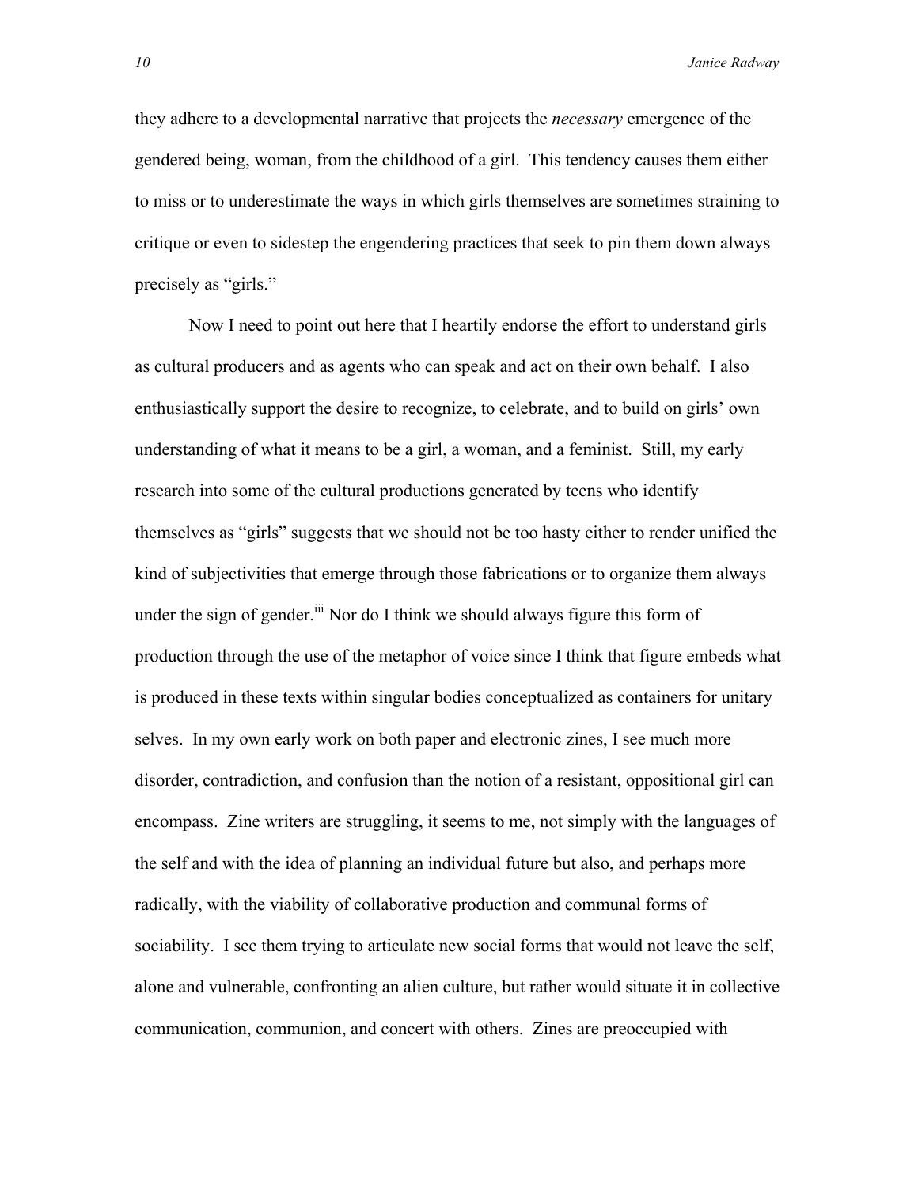they adhere to a developmental narrative that projects the *necessary* emergence of the gendered being, woman, from the childhood of a girl. This tendency causes them either to miss or to underestimate the ways in which girls themselves are sometimes straining to critique or even to sidestep the engendering practices that seek to pin them down always precisely as "girls."

Now I need to point out here that I heartily endorse the effort to understand girls as cultural producers and as agents who can speak and act on their own behalf. I also enthusiastically support the desire to recognize, to celebrate, and to build on girls' own understanding of what it means to be a girl, a woman, and a feminist. Still, my early research into some of the cultural productions generated by teens who identify themselves as "girls" suggests that we should not be too hasty either to render unified the kind of subjectivities that emerge through those fabrications or to organize them always under the sign of gender.[iii] Nor do I think we should always figure this form of production through the use of the metaphor of voice since I think that figure embeds what is produced in these texts within singular bodies conceptualized as containers for unitary selves. In my own early work on both paper and electronic zines, I see much more disorder, contradiction, and confusion than the notion of a resistant, oppositional girl can encompass. Zine writers are struggling, it seems to me, not simply with the languages of the self and with the idea of planning an individual future but also, and perhaps more radically, with the viability of collaborative production and communal forms of sociability. I see them trying to articulate new social forms that would not leave the self, alone and vulnerable, confronting an alien culture, but rather would situate it in collective communication, communion, and concert with others. Zines are preoccupied with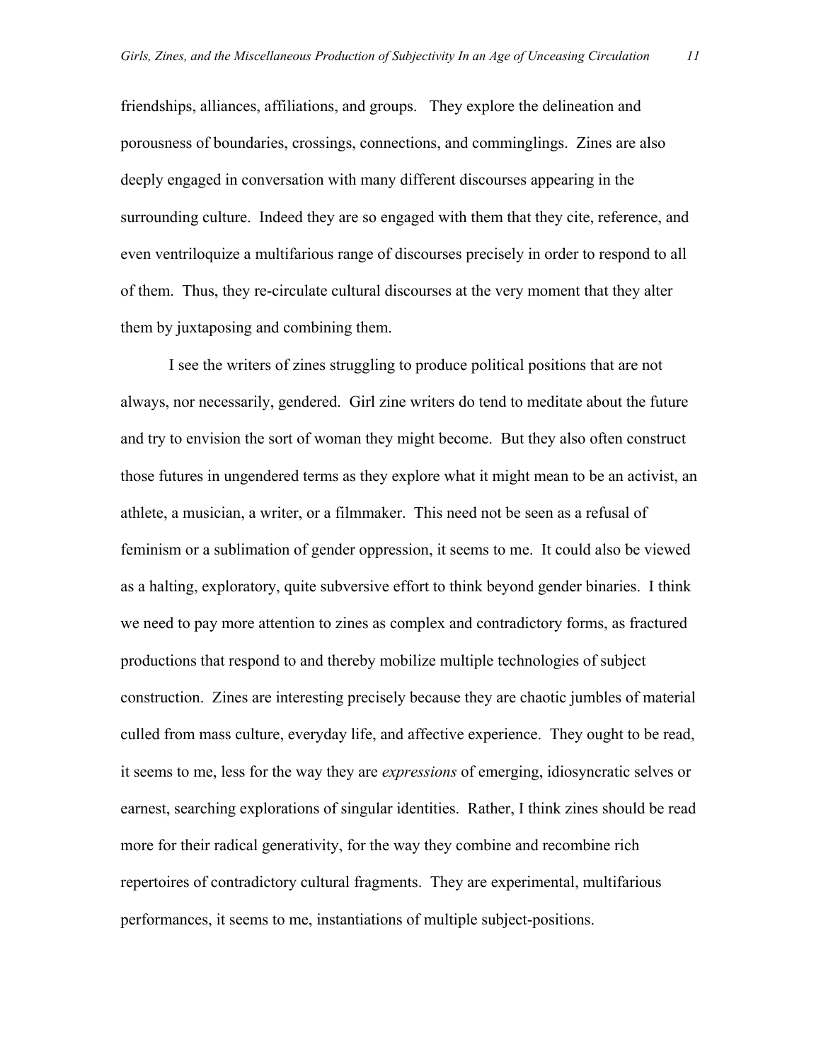friendships, alliances, affiliations, and groups. They explore the delineation and porousness of boundaries, crossings, connections, and comminglings. Zines are also deeply engaged in conversation with many different discourses appearing in the surrounding culture. Indeed they are so engaged with them that they cite, reference, and even ventriloquize a multifarious range of discourses precisely in order to respond to all of them. Thus, they re-circulate cultural discourses at the very moment that they alter them by juxtaposing and combining them.

I see the writers of zines struggling to produce political positions that are not always, nor necessarily, gendered. Girl zine writers do tend to meditate about the future and try to envision the sort of woman they might become. But they also often construct those futures in ungendered terms as they explore what it might mean to be an activist, an athlete, a musician, a writer, or a filmmaker. This need not be seen as a refusal of feminism or a sublimation of gender oppression, it seems to me. It could also be viewed as a halting, exploratory, quite subversive effort to think beyond gender binaries. I think we need to pay more attention to zines as complex and contradictory forms, as fractured productions that respond to and thereby mobilize multiple technologies of subject construction. Zines are interesting precisely because they are chaotic jumbles of material culled from mass culture, everyday life, and affective experience. They ought to be read, it seems to me, less for the way they are *expressions* of emerging, idiosyncratic selves or earnest, searching explorations of singular identities. Rather, I think zines should be read more for their radical generativity, for the way they combine and recombine rich repertoires of contradictory cultural fragments. They are experimental, multifarious performances, it seems to me, instantiations of multiple subject-positions.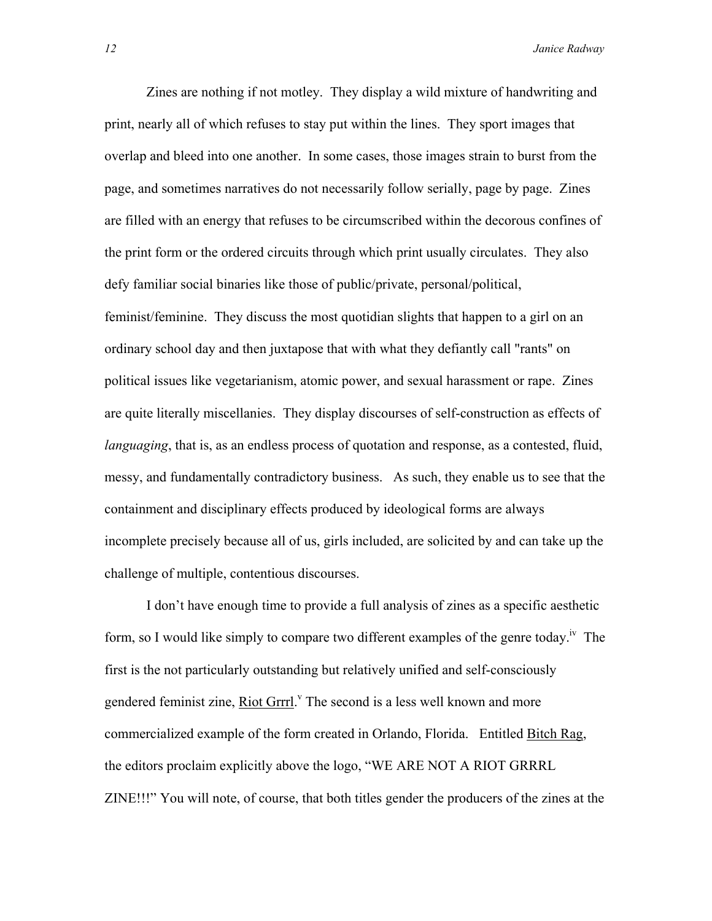Zines are nothing if not motley. They display a wild mixture of handwriting and print, nearly all of which refuses to stay put within the lines. They sport images that overlap and bleed into one another. In some cases, those images strain to burst from the page, and sometimes narratives do not necessarily follow serially, page by page. Zines are filled with an energy that refuses to be circumscribed within the decorous confines of the print form or the ordered circuits through which print usually circulates. They also defy familiar social binaries like those of public/private, personal/political, feminist/feminine. They discuss the most quotidian slights that happen to a girl on an ordinary school day and then juxtapose that with what they defiantly call "rants" on political issues like vegetarianism, atomic power, and sexual harassment or rape. Zines are quite literally miscellanies. They display discourses of self-construction as effects of *languaging*, that is, as an endless process of quotation and response, as a contested, fluid, messy, and fundamentally contradictory business. As such, they enable us to see that the containment and disciplinary effects produced by ideological forms are always incomplete precisely because all of us, girls included, are solicited by and can take up the challenge of multiple, contentious discourses.

I don't have enough time to provide a full analysis of zines as a specific aesthetic form, so I would like simply to compare two different examples of the genre today.[iv] The first is the not particularly outstanding but relatively unified and self-consciously gendered feminist zine, Riot Grrrl.[v] The second is a less well known and more commercialized example of the form created in Orlando, Florida. Entitled Bitch Rag, the editors proclaim explicitly above the logo, "WE ARE NOT A RIOT GRRRL ZINE!!!" You will note, of course, that both titles gender the producers of the zines at the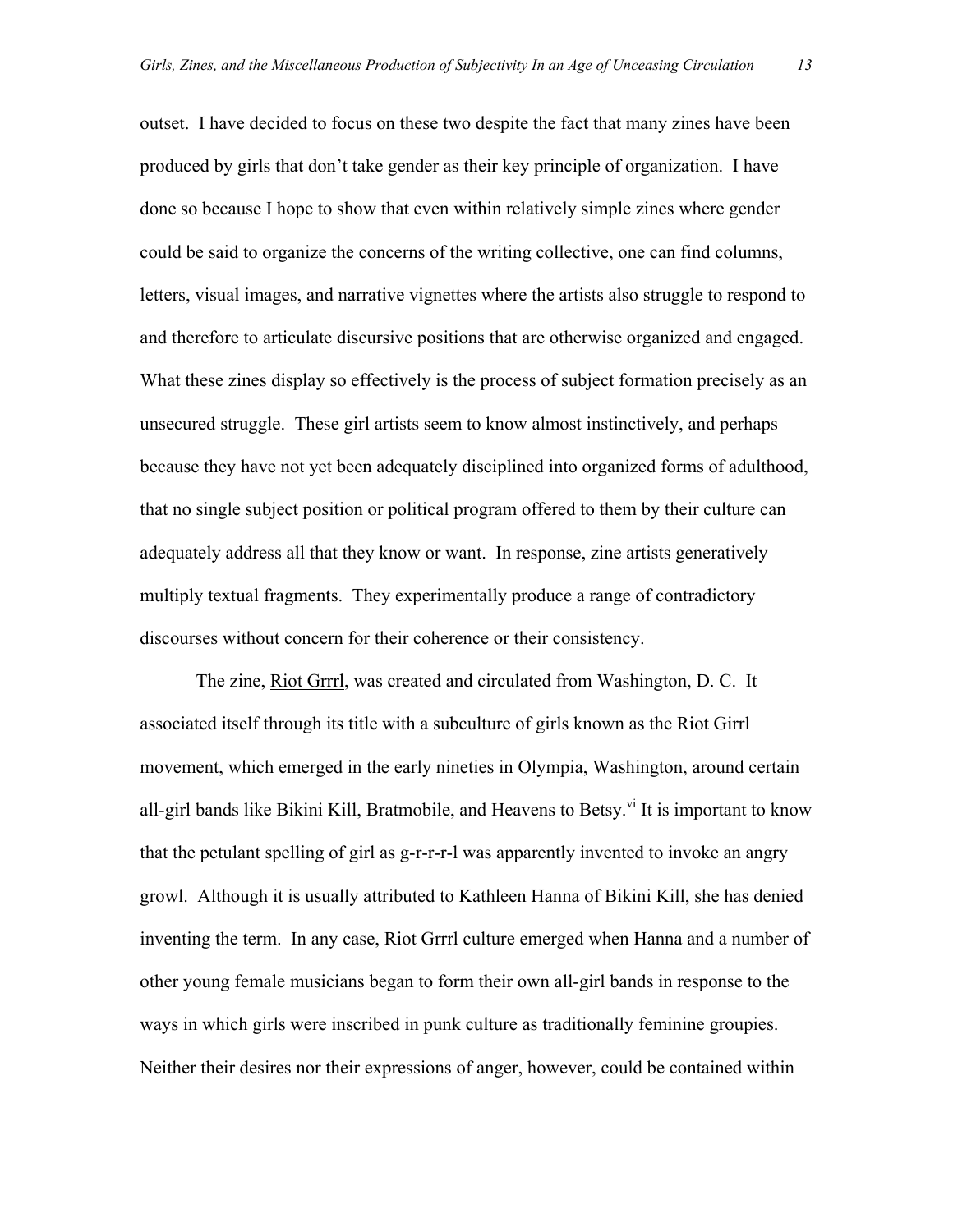outset. I have decided to focus on these two despite the fact that many zines have been produced by girls that don't take gender as their key principle of organization. I have done so because I hope to show that even within relatively simple zines where gender could be said to organize the concerns of the writing collective, one can find columns, letters, visual images, and narrative vignettes where the artists also struggle to respond to and therefore to articulate discursive positions that are otherwise organized and engaged. What these zines display so effectively is the process of subject formation precisely as an unsecured struggle. These girl artists seem to know almost instinctively, and perhaps because they have not yet been adequately disciplined into organized forms of adulthood, that no single subject position or political program offered to them by their culture can adequately address all that they know or want. In response, zine artists generatively multiply textual fragments. They experimentally produce a range of contradictory discourses without concern for their coherence or their consistency.

The zine, Riot Grrrl, was created and circulated from Washington, D. C. It associated itself through its title with a subculture of girls known as the Riot Girrl movement, which emerged in the early nineties in Olympia, Washington, around certain all-girl bands like Bikini Kill, Bratmobile, and Heavens to Betsy.[vi] It is important to know that the petulant spelling of girl as g-r-r-r-l was apparently invented to invoke an angry growl. Although it is usually attributed to Kathleen Hanna of Bikini Kill, she has denied inventing the term. In any case, Riot Grrrl culture emerged when Hanna and a number of other young female musicians began to form their own all-girl bands in response to the ways in which girls were inscribed in punk culture as traditionally feminine groupies. Neither their desires nor their expressions of anger, however, could be contained within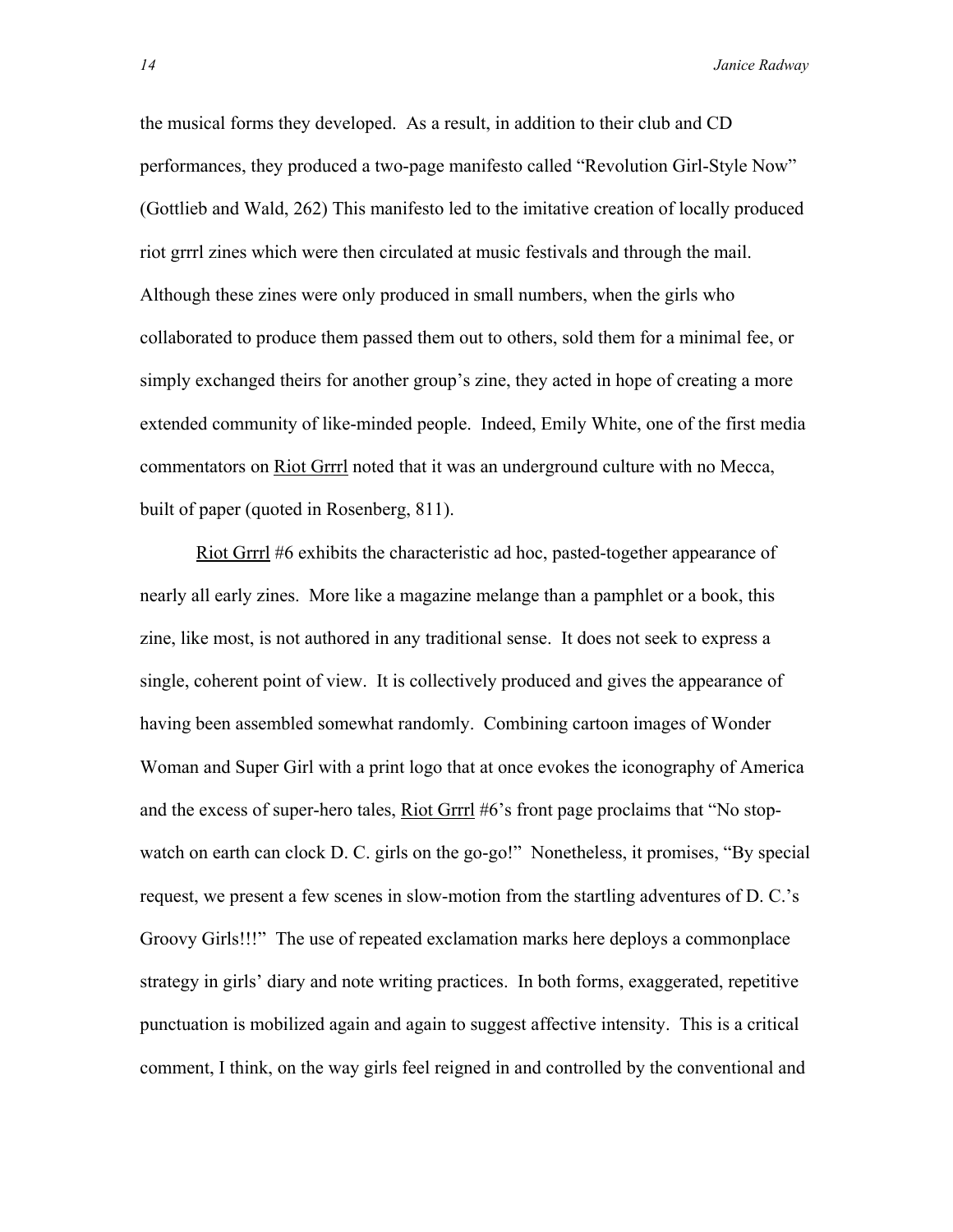the musical forms they developed. As a result, in addition to their club and CD performances, they produced a two-page manifesto called "Revolution Girl-Style Now" (Gottlieb and Wald, 262) This manifesto led to the imitative creation of locally produced riot grrrl zines which were then circulated at music festivals and through the mail. Although these zines were only produced in small numbers, when the girls who collaborated to produce them passed them out to others, sold them for a minimal fee, or simply exchanged theirs for another group's zine, they acted in hope of creating a more extended community of like-minded people. Indeed, Emily White, one of the first media commentators on <u>Riot Grrrl</u> noted that it was an underground culture with no Mecca, built of paper (quoted in Rosenberg, 811).

<u>Riot Grrrl</u> #6 exhibits the characteristic ad hoc, pasted-together appearance of nearly all early zines. More like a magazine melange than a pamphlet or a book, this zine, like most, is not authored in any traditional sense. It does not seek to express a single, coherent point of view. It is collectively produced and gives the appearance of having been assembled somewhat randomly. Combining cartoon images of Wonder Woman and Super Girl with a print logo that at once evokes the iconography of America and the excess of super-hero tales, <u>Riot Grrrl</u> #6's front page proclaims that "No stop-watch on earth can clock D. C. girls on the go-go!" Nonetheless, it promises, "By special request, we present a few scenes in slow-motion from the startling adventures of D. C.'s Groovy Girls!!!" The use of repeated exclamation marks here deploys a commonplace strategy in girls' diary and note writing practices. In both forms, exaggerated, repetitive punctuation is mobilized again and again to suggest affective intensity. This is a critical comment, I think, on the way girls feel reigned in and controlled by the conventional and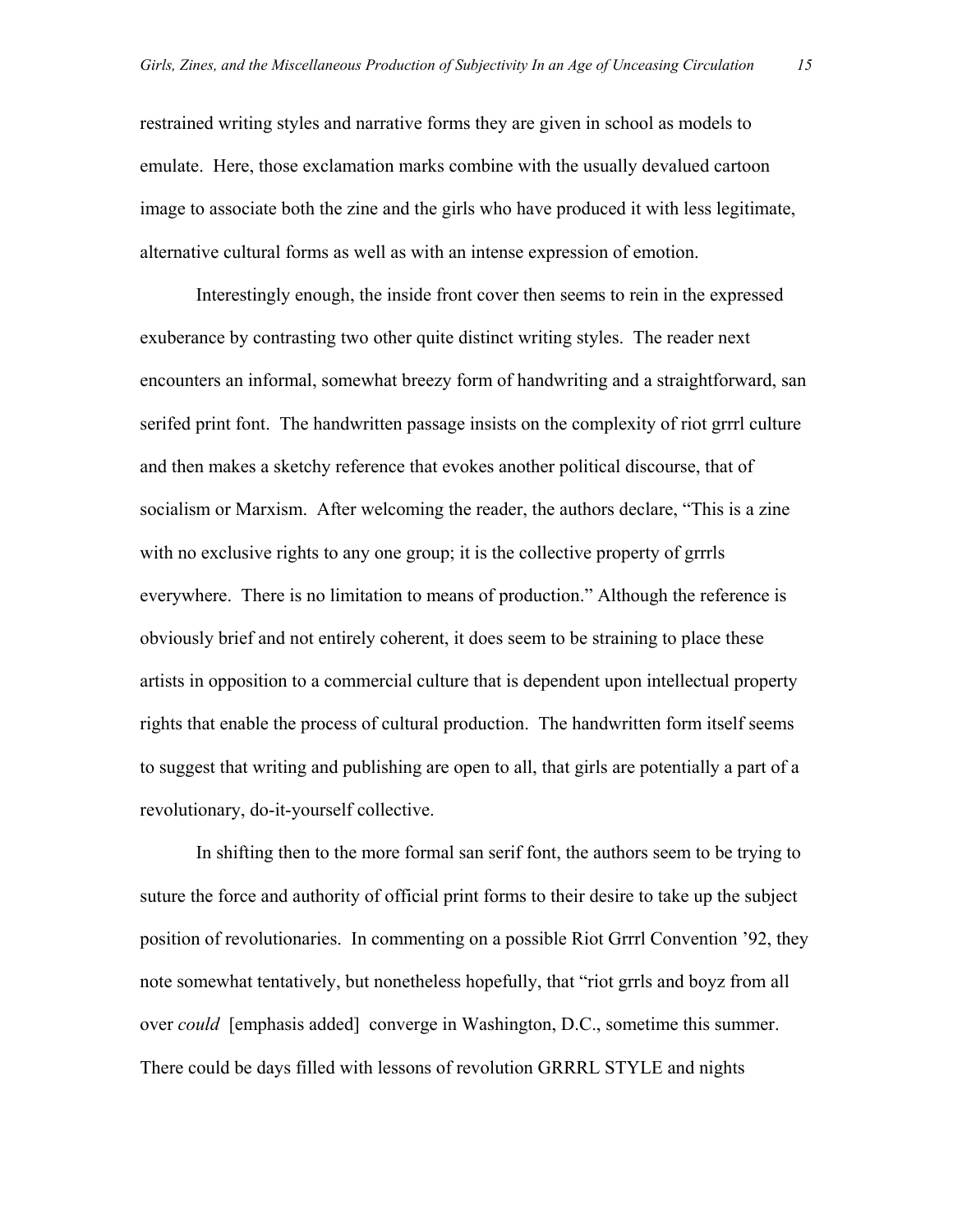restrained writing styles and narrative forms they are given in school as models to emulate. Here, those exclamation marks combine with the usually devalued cartoon image to associate both the zine and the girls who have produced it with less legitimate, alternative cultural forms as well as with an intense expression of emotion.

Interestingly enough, the inside front cover then seems to rein in the expressed exuberance by contrasting two other quite distinct writing styles. The reader next encounters an informal, somewhat breezy form of handwriting and a straightforward, san serifed print font. The handwritten passage insists on the complexity of riot grrrl culture and then makes a sketchy reference that evokes another political discourse, that of socialism or Marxism. After welcoming the reader, the authors declare, "This is a zine with no exclusive rights to any one group; it is the collective property of grrrls everywhere. There is no limitation to means of production." Although the reference is obviously brief and not entirely coherent, it does seem to be straining to place these artists in opposition to a commercial culture that is dependent upon intellectual property rights that enable the process of cultural production. The handwritten form itself seems to suggest that writing and publishing are open to all, that girls are potentially a part of a revolutionary, do-it-yourself collective.

In shifting then to the more formal san serif font, the authors seem to be trying to suture the force and authority of official print forms to their desire to take up the subject position of revolutionaries. In commenting on a possible Riot Grrrl Convention '92, they note somewhat tentatively, but nonetheless hopefully, that "riot grrls and boyz from all over *could* [emphasis added] converge in Washington, D.C., sometime this summer. There could be days filled with lessons of revolution GRRRL STYLE and nights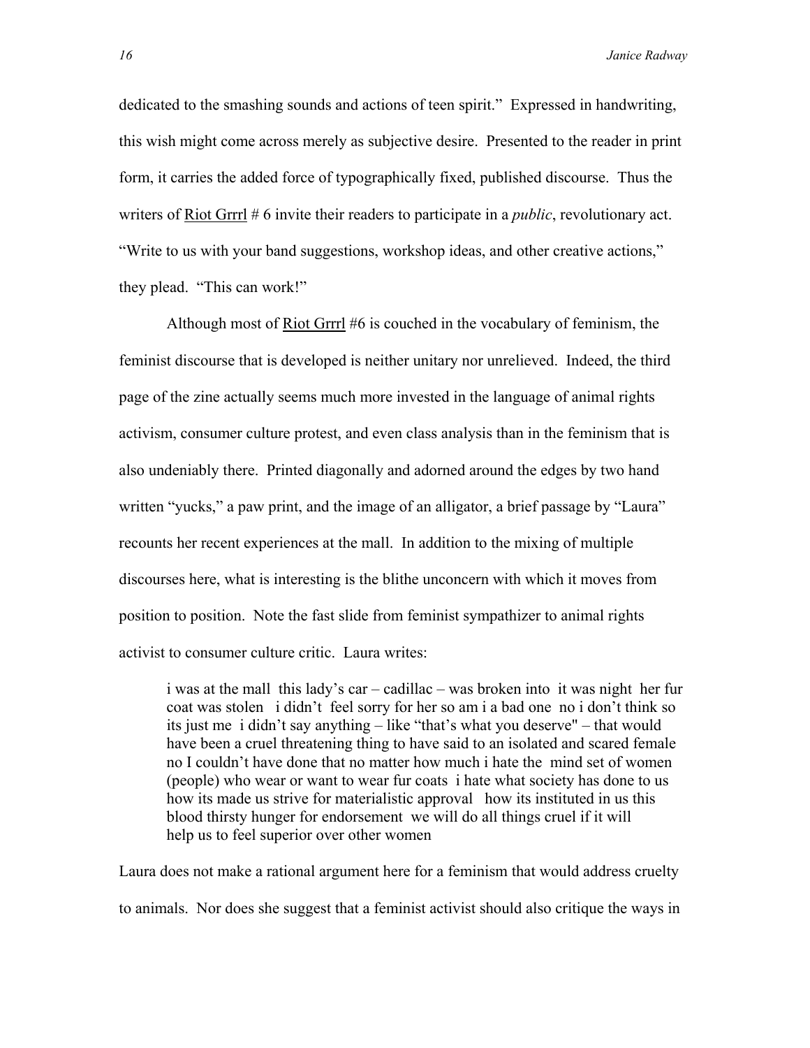dedicated to the smashing sounds and actions of teen spirit." Expressed in handwriting, this wish might come across merely as subjective desire. Presented to the reader in print form, it carries the added force of typographically fixed, published discourse. Thus the writers of <u>Riot Grrrl</u> # 6 invite their readers to participate in a *public*, revolutionary act. "Write to us with your band suggestions, workshop ideas, and other creative actions," they plead. "This can work!"

Although most of <u>Riot Grrrl</u> #6 is couched in the vocabulary of feminism, the feminist discourse that is developed is neither unitary nor unrelieved. Indeed, the third page of the zine actually seems much more invested in the language of animal rights activism, consumer culture protest, and even class analysis than in the feminism that is also undeniably there. Printed diagonally and adorned around the edges by two hand written "yucks," a paw print, and the image of an alligator, a brief passage by "Laura" recounts her recent experiences at the mall. In addition to the mixing of multiple discourses here, what is interesting is the blithe unconcern with which it moves from position to position. Note the fast slide from feminist sympathizer to animal rights activist to consumer culture critic. Laura writes:

> i was at the mall this lady's car – cadillac – was broken into it was night her fur coat was stolen i didn't feel sorry for her so am i a bad one no i don't think so its just me i didn't say anything – like "that's what you deserve" – that would have been a cruel threatening thing to have said to an isolated and scared female no I couldn't have done that no matter how much i hate the mind set of women (people) who wear or want to wear fur coats i hate what society has done to us how its made us strive for materialistic approval how its instituted in us this blood thirsty hunger for endorsement we will do all things cruel if it will help us to feel superior over other women

Laura does not make a rational argument here for a feminism that would address cruelty to animals. Nor does she suggest that a feminist activist should also critique the ways in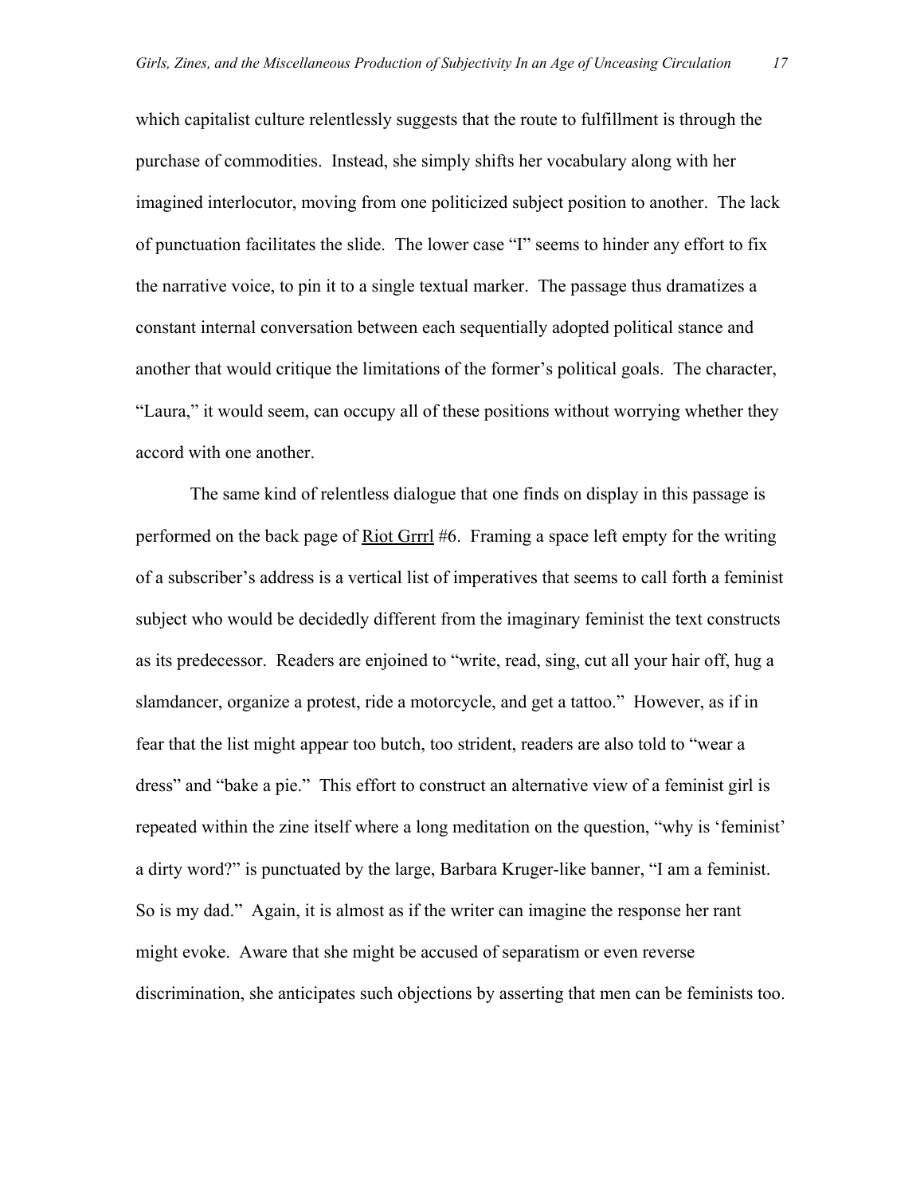which capitalist culture relentlessly suggests that the route to fulfillment is through the purchase of commodities. Instead, she simply shifts her vocabulary along with her imagined interlocutor, moving from one politicized subject position to another. The lack of punctuation facilitates the slide. The lower case "I" seems to hinder any effort to fix the narrative voice, to pin it to a single textual marker. The passage thus dramatizes a constant internal conversation between each sequentially adopted political stance and another that would critique the limitations of the former's political goals. The character, "Laura," it would seem, can occupy all of these positions without worrying whether they accord with one another.

The same kind of relentless dialogue that one finds on display in this passage is performed on the back page of Riot Grrrl #6. Framing a space left empty for the writing of a subscriber's address is a vertical list of imperatives that seems to call forth a feminist subject who would be decidedly different from the imaginary feminist the text constructs as its predecessor. Readers are enjoined to "write, read, sing, cut all your hair off, hug a slamdancer, organize a protest, ride a motorcycle, and get a tattoo." However, as if in fear that the list might appear too butch, too strident, readers are also told to "wear a dress" and "bake a pie." This effort to construct an alternative view of a feminist girl is repeated within the zine itself where a long meditation on the question, "why is 'feminist' a dirty word?" is punctuated by the large, Barbara Kruger-like banner, "I am a feminist. So is my dad." Again, it is almost as if the writer can imagine the response her rant might evoke. Aware that she might be accused of separatism or even reverse discrimination, she anticipates such objections by asserting that men can be feminists too.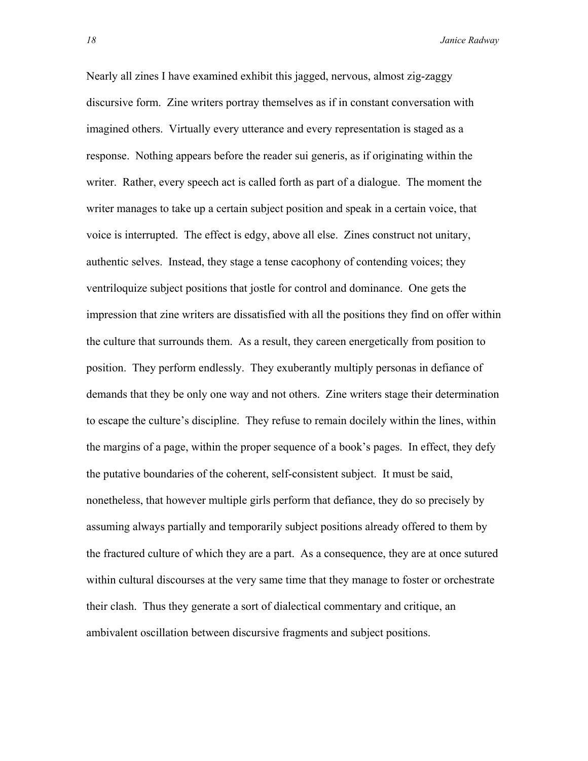Nearly all zines I have examined exhibit this jagged, nervous, almost zig-zaggy discursive form. Zine writers portray themselves as if in constant conversation with imagined others. Virtually every utterance and every representation is staged as a response. Nothing appears before the reader sui generis, as if originating within the writer. Rather, every speech act is called forth as part of a dialogue. The moment the writer manages to take up a certain subject position and speak in a certain voice, that voice is interrupted. The effect is edgy, above all else. Zines construct not unitary, authentic selves. Instead, they stage a tense cacophony of contending voices; they ventriloquize subject positions that jostle for control and dominance. One gets the impression that zine writers are dissatisfied with all the positions they find on offer within the culture that surrounds them. As a result, they careen energetically from position to position. They perform endlessly. They exuberantly multiply personas in defiance of demands that they be only one way and not others. Zine writers stage their determination to escape the culture's discipline. They refuse to remain docilely within the lines, within the margins of a page, within the proper sequence of a book's pages. In effect, they defy the putative boundaries of the coherent, self-consistent subject. It must be said, nonetheless, that however multiple girls perform that defiance, they do so precisely by assuming always partially and temporarily subject positions already offered to them by the fractured culture of which they are a part. As a consequence, they are at once sutured within cultural discourses at the very same time that they manage to foster or orchestrate their clash. Thus they generate a sort of dialectical commentary and critique, an ambivalent oscillation between discursive fragments and subject positions.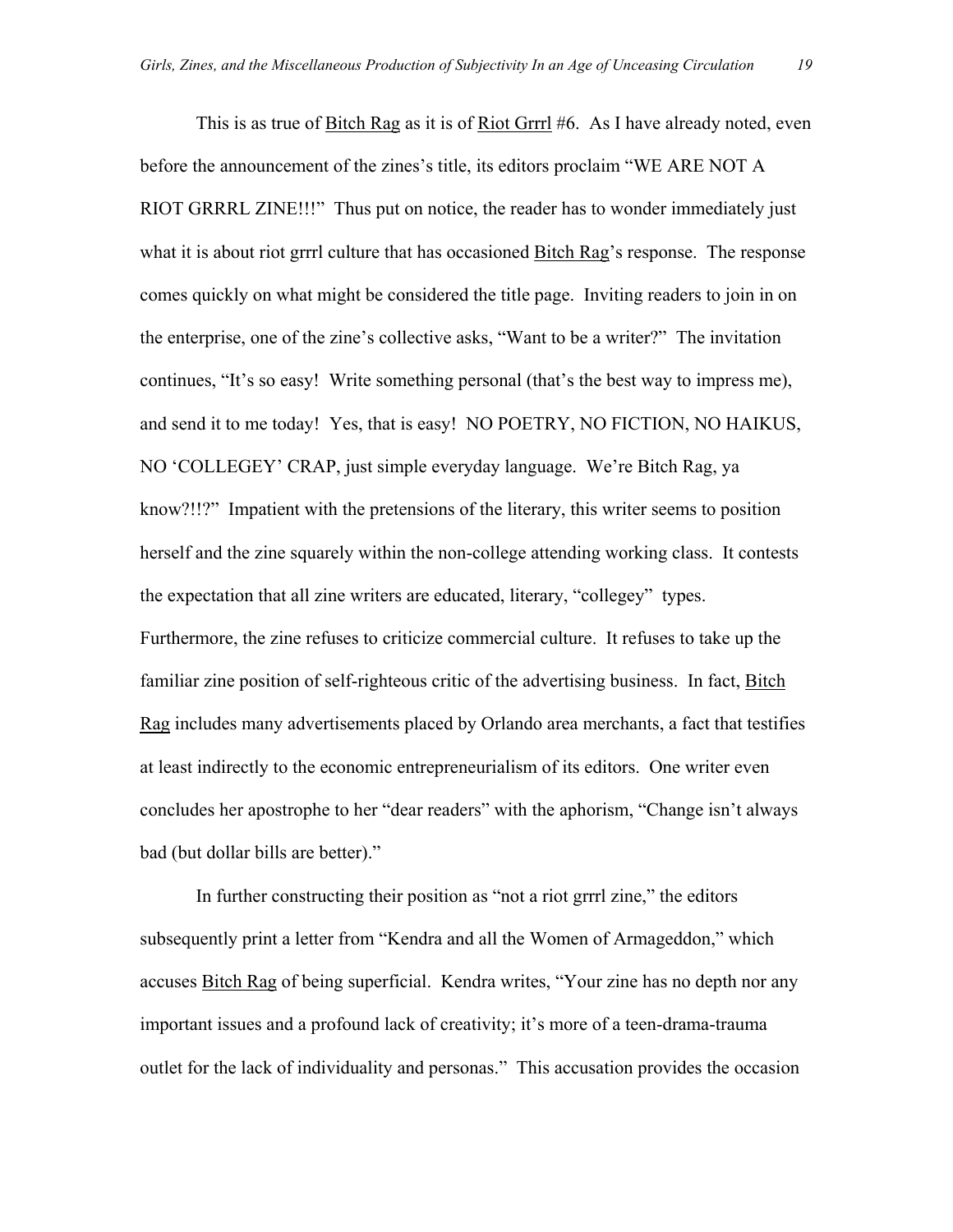This is as true of Bitch Rag as it is of Riot Grrrl #6. As I have already noted, even before the announcement of the zines's title, its editors proclaim "WE ARE NOT A RIOT GRRRL ZINE!!!" Thus put on notice, the reader has to wonder immediately just what it is about riot grrrl culture that has occasioned Bitch Rag's response. The response comes quickly on what might be considered the title page. Inviting readers to join in on the enterprise, one of the zine's collective asks, "Want to be a writer?" The invitation continues, "It's so easy! Write something personal (that's the best way to impress me), and send it to me today! Yes, that is easy! NO POETRY, NO FICTION, NO HAIKUS, NO 'COLLEGEY' CRAP, just simple everyday language. We're Bitch Rag, ya know?!!?" Impatient with the pretensions of the literary, this writer seems to position herself and the zine squarely within the non-college attending working class. It contests the expectation that all zine writers are educated, literary, "collegey" types. Furthermore, the zine refuses to criticize commercial culture. It refuses to take up the familiar zine position of self-righteous critic of the advertising business. In fact, Bitch Rag includes many advertisements placed by Orlando area merchants, a fact that testifies at least indirectly to the economic entrepreneurialism of its editors. One writer even concludes her apostrophe to her "dear readers" with the aphorism, "Change isn't always bad (but dollar bills are better)."

In further constructing their position as "not a riot grrrl zine," the editors subsequently print a letter from "Kendra and all the Women of Armageddon," which accuses Bitch Rag of being superficial. Kendra writes, "Your zine has no depth nor any important issues and a profound lack of creativity; it's more of a teen-drama-trauma outlet for the lack of individuality and personas." This accusation provides the occasion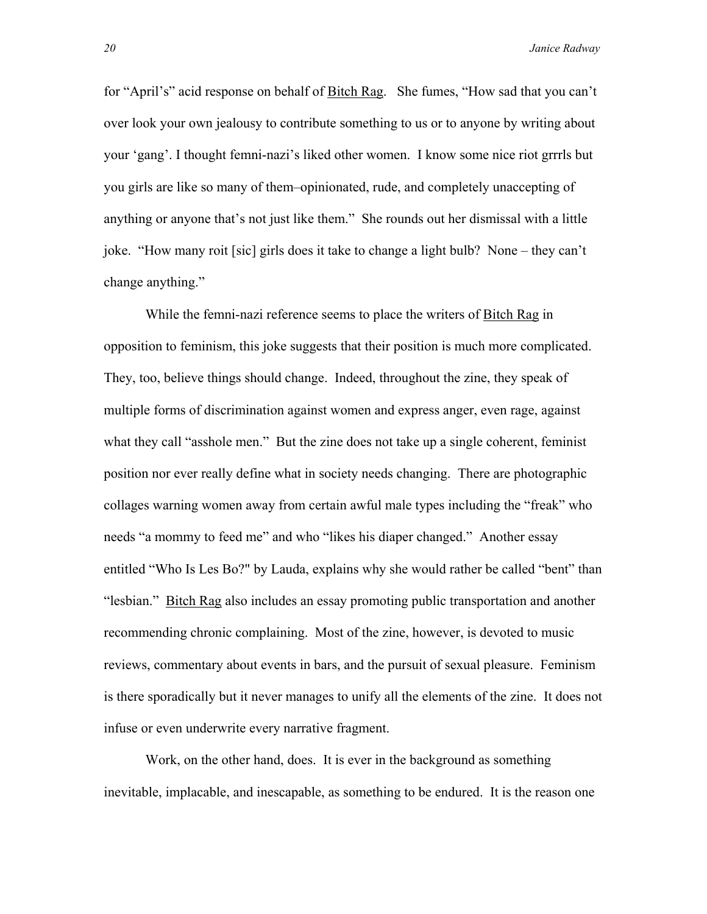for "April's" acid response on behalf of Bitch Rag. She fumes, "How sad that you can't over look your own jealousy to contribute something to us or to anyone by writing about your 'gang'. I thought femni-nazi's liked other women. I know some nice riot grrrls but you girls are like so many of them–opinionated, rude, and completely unaccepting of anything or anyone that's not just like them." She rounds out her dismissal with a little joke. "How many roit [sic] girls does it take to change a light bulb? None – they can't change anything."

While the femni-nazi reference seems to place the writers of Bitch Rag in opposition to feminism, this joke suggests that their position is much more complicated. They, too, believe things should change. Indeed, throughout the zine, they speak of multiple forms of discrimination against women and express anger, even rage, against what they call "asshole men." But the zine does not take up a single coherent, feminist position nor ever really define what in society needs changing. There are photographic collages warning women away from certain awful male types including the "freak" who needs "a mommy to feed me" and who "likes his diaper changed." Another essay entitled "Who Is Les Bo?" by Lauda, explains why she would rather be called "bent" than "lesbian." Bitch Rag also includes an essay promoting public transportation and another recommending chronic complaining. Most of the zine, however, is devoted to music reviews, commentary about events in bars, and the pursuit of sexual pleasure. Feminism is there sporadically but it never manages to unify all the elements of the zine. It does not infuse or even underwrite every narrative fragment.

Work, on the other hand, does. It is ever in the background as something inevitable, implacable, and inescapable, as something to be endured. It is the reason one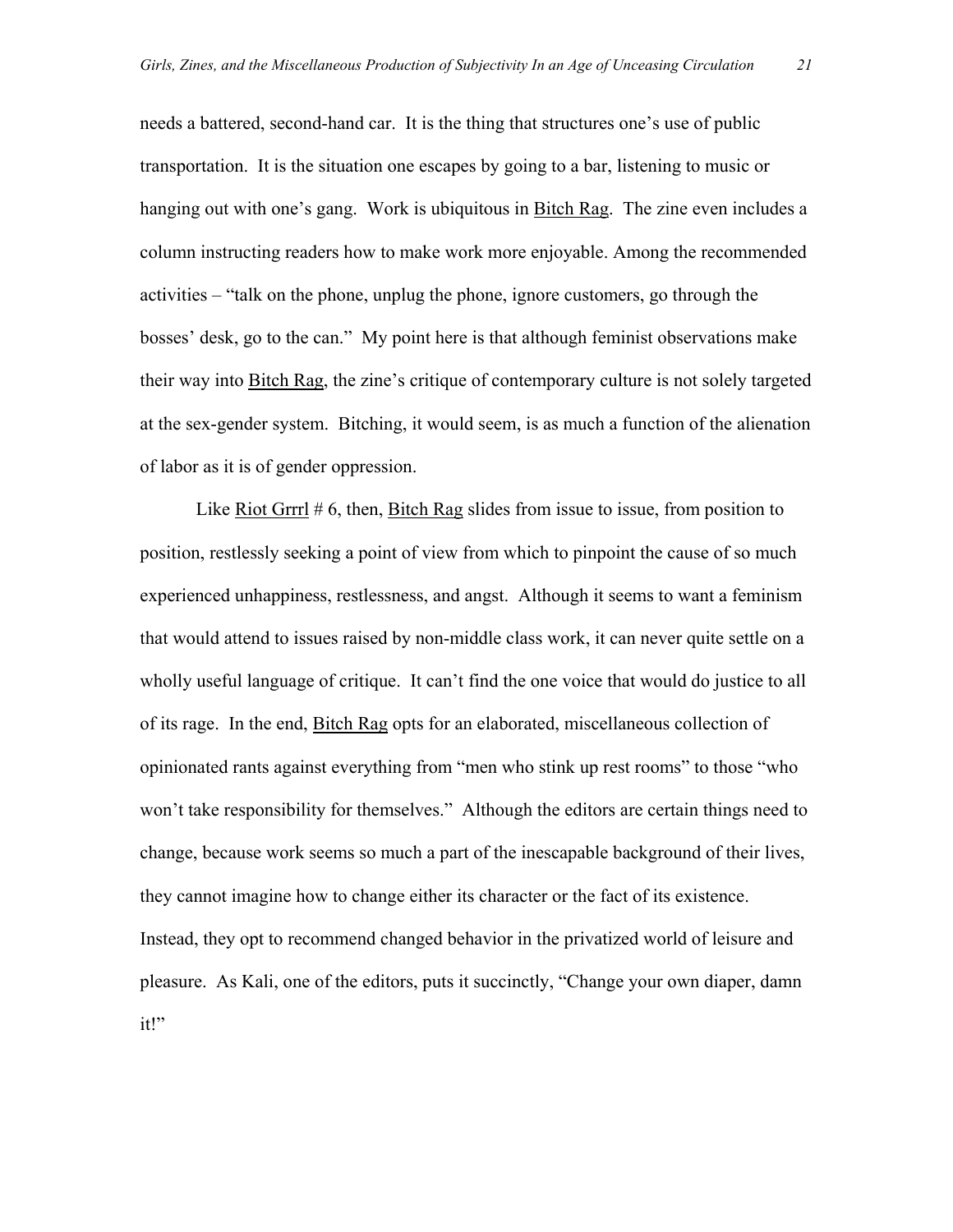needs a battered, second-hand car. It is the thing that structures one's use of public transportation. It is the situation one escapes by going to a bar, listening to music or hanging out with one's gang. Work is ubiquitous in Bitch Rag. The zine even includes a column instructing readers how to make work more enjoyable. Among the recommended activities – "talk on the phone, unplug the phone, ignore customers, go through the bosses' desk, go to the can." My point here is that although feminist observations make their way into Bitch Rag, the zine's critique of contemporary culture is not solely targeted at the sex-gender system. Bitching, it would seem, is as much a function of the alienation of labor as it is of gender oppression.

Like Riot Grrrl # 6, then, Bitch Rag slides from issue to issue, from position to position, restlessly seeking a point of view from which to pinpoint the cause of so much experienced unhappiness, restlessness, and angst. Although it seems to want a feminism that would attend to issues raised by non-middle class work, it can never quite settle on a wholly useful language of critique. It can't find the one voice that would do justice to all of its rage. In the end, Bitch Rag opts for an elaborated, miscellaneous collection of opinionated rants against everything from "men who stink up rest rooms" to those "who won't take responsibility for themselves." Although the editors are certain things need to change, because work seems so much a part of the inescapable background of their lives, they cannot imagine how to change either its character or the fact of its existence. Instead, they opt to recommend changed behavior in the privatized world of leisure and pleasure. As Kali, one of the editors, puts it succinctly, "Change your own diaper, damn it!"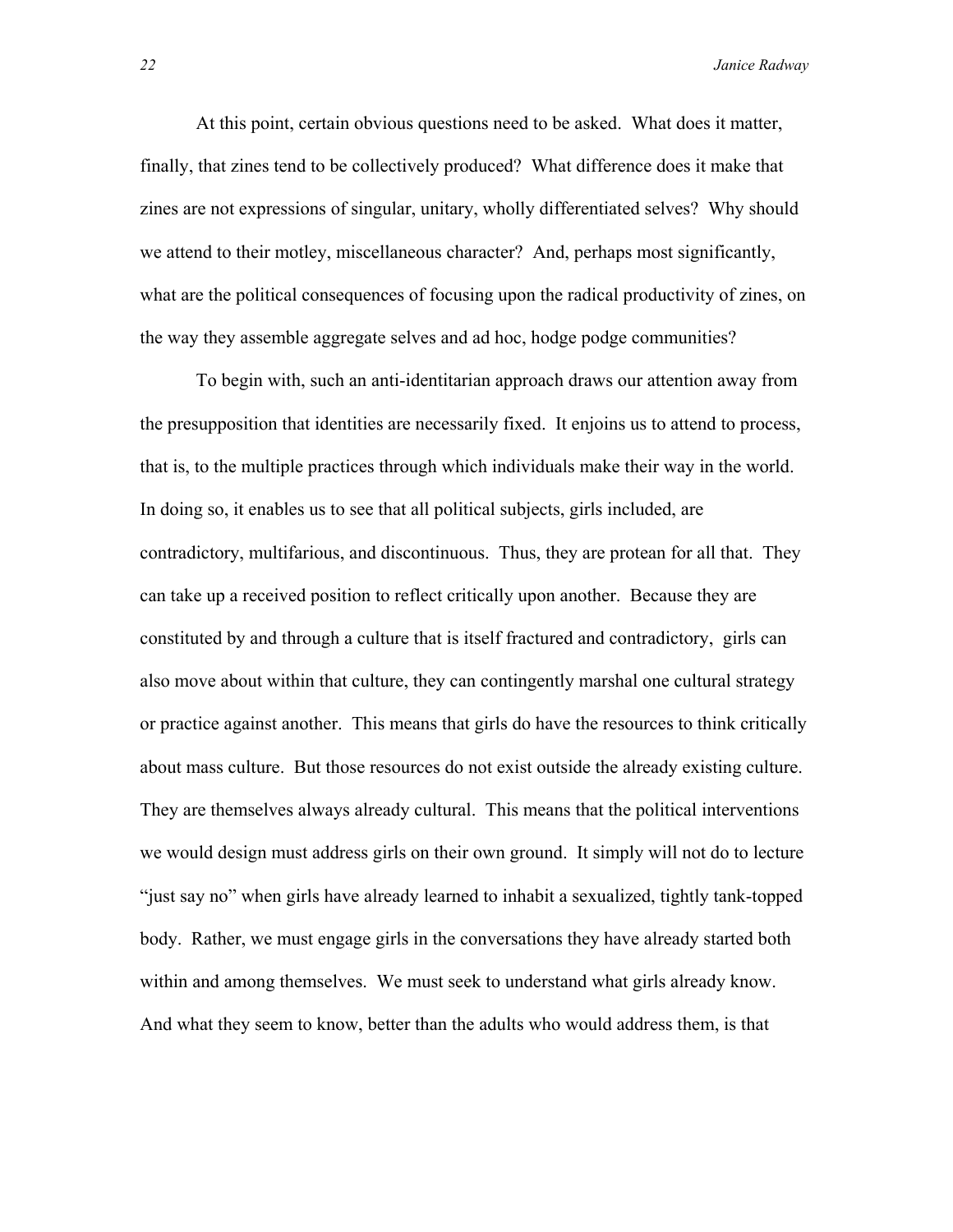At this point, certain obvious questions need to be asked. What does it matter, finally, that zines tend to be collectively produced? What difference does it make that zines are not expressions of singular, unitary, wholly differentiated selves? Why should we attend to their motley, miscellaneous character? And, perhaps most significantly, what are the political consequences of focusing upon the radical productivity of zines, on the way they assemble aggregate selves and ad hoc, hodge podge communities?

To begin with, such an anti-identitarian approach draws our attention away from the presupposition that identities are necessarily fixed. It enjoins us to attend to process, that is, to the multiple practices through which individuals make their way in the world. In doing so, it enables us to see that all political subjects, girls included, are contradictory, multifarious, and discontinuous. Thus, they are protean for all that. They can take up a received position to reflect critically upon another. Because they are constituted by and through a culture that is itself fractured and contradictory, girls can also move about within that culture, they can contingently marshal one cultural strategy or practice against another. This means that girls do have the resources to think critically about mass culture. But those resources do not exist outside the already existing culture. They are themselves always already cultural. This means that the political interventions we would design must address girls on their own ground. It simply will not do to lecture "just say no" when girls have already learned to inhabit a sexualized, tightly tank-topped body. Rather, we must engage girls in the conversations they have already started both within and among themselves. We must seek to understand what girls already know. And what they seem to know, better than the adults who would address them, is that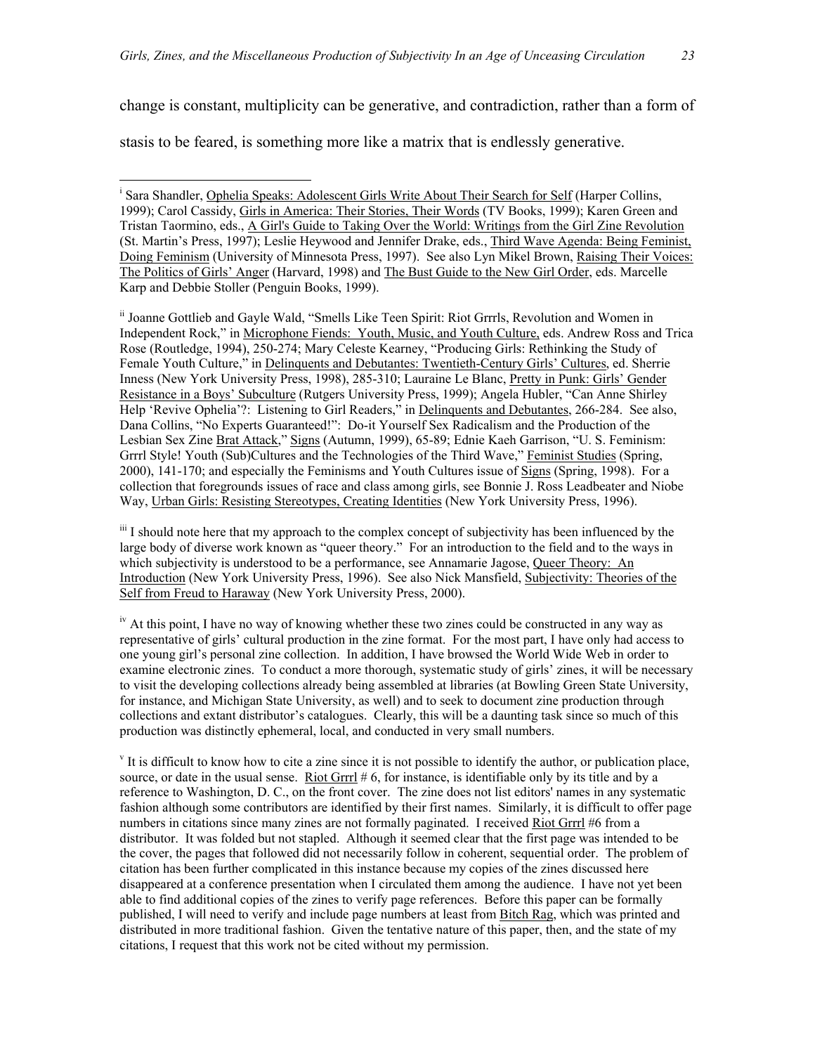change is constant, multiplicity can be generative, and contradiction, rather than a form of stasis to be feared, is something more like a matrix that is endlessly generative.

---

[i] Sara Shandler, Ophelia Speaks: Adolescent Girls Write About Their Search for Self (Harper Collins, 1999); Carol Cassidy, Girls in America: Their Stories, Their Words (TV Books, 1999); Karen Green and Tristan Taormino, eds., A Girl's Guide to Taking Over the World: Writings from the Girl Zine Revolution (St. Martin's Press, 1997); Leslie Heywood and Jennifer Drake, eds., Third Wave Agenda: Being Feminist, Doing Feminism (University of Minnesota Press, 1997). See also Lyn Mikel Brown, Raising Their Voices: The Politics of Girls' Anger (Harvard, 1998) and The Bust Guide to the New Girl Order, eds. Marcelle Karp and Debbie Stoller (Penguin Books, 1999).

[ii] Joanne Gottlieb and Gayle Wald, "Smells Like Teen Spirit: Riot Grrrls, Revolution and Women in Independent Rock," in Microphone Fiends: Youth, Music, and Youth Culture, eds. Andrew Ross and Trica Rose (Routledge, 1994), 250-274; Mary Celeste Kearney, "Producing Girls: Rethinking the Study of Female Youth Culture," in Delinquents and Debutantes: Twentieth-Century Girls' Cultures, ed. Sherrie Inness (New York University Press, 1998), 285-310; Lauraine Le Blanc, Pretty in Punk: Girls' Gender Resistance in a Boys' Subculture (Rutgers University Press, 1999); Angela Hubler, "Can Anne Shirley Help 'Revive Ophelia'?: Listening to Girl Readers," in Delinquents and Debutantes, 266-284. See also, Dana Collins, "No Experts Guaranteed!": Do-it Yourself Sex Radicalism and the Production of the Lesbian Sex Zine Brat Attack," Signs (Autumn, 1999), 65-89; Ednie Kaeh Garrison, "U. S. Feminism: Grrrl Style! Youth (Sub)Cultures and the Technologies of the Third Wave," Feminist Studies (Spring, 2000), 141-170; and especially the Feminisms and Youth Cultures issue of Signs (Spring, 1998). For a collection that foregrounds issues of race and class among girls, see Bonnie J. Ross Leadbeater and Niobe Way, Urban Girls: Resisting Stereotypes, Creating Identities (New York University Press, 1996).

[iii] I should note here that my approach to the complex concept of subjectivity has been influenced by the large body of diverse work known as "queer theory." For an introduction to the field and to the ways in which subjectivity is understood to be a performance, see Annamarie Jagose, Queer Theory: An Introduction (New York University Press, 1996). See also Nick Mansfield, Subjectivity: Theories of the Self from Freud to Haraway (New York University Press, 2000).

[iv] At this point, I have no way of knowing whether these two zines could be constructed in any way as representative of girls' cultural production in the zine format. For the most part, I have only had access to one young girl's personal zine collection. In addition, I have browsed the World Wide Web in order to examine electronic zines. To conduct a more thorough, systematic study of girls' zines, it will be necessary to visit the developing collections already being assembled at libraries (at Bowling Green State University, for instance, and Michigan State University, as well) and to seek to document zine production through collections and extant distributor's catalogues. Clearly, this will be a daunting task since so much of this production was distinctly ephemeral, local, and conducted in very small numbers.

[v] It is difficult to know how to cite a zine since it is not possible to identify the author, or publication place, source, or date in the usual sense. Riot Grrrl # 6, for instance, is identifiable only by its title and by a reference to Washington, D. C., on the front cover. The zine does not list editors' names in any systematic fashion although some contributors are identified by their first names. Similarly, it is difficult to offer page numbers in citations since many zines are not formally paginated. I received Riot Grrrl #6 from a distributor. It was folded but not stapled. Although it seemed clear that the first page was intended to be the cover, the pages that followed did not necessarily follow in coherent, sequential order. The problem of citation has been further complicated in this instance because my copies of the zines discussed here disappeared at a conference presentation when I circulated them among the audience. I have not yet been able to find additional copies of the zines to verify page references. Before this paper can be formally published, I will need to verify and include page numbers at least from Bitch Rag, which was printed and distributed in more traditional fashion. Given the tentative nature of this paper, then, and the state of my citations, I request that this work not be cited without my permission.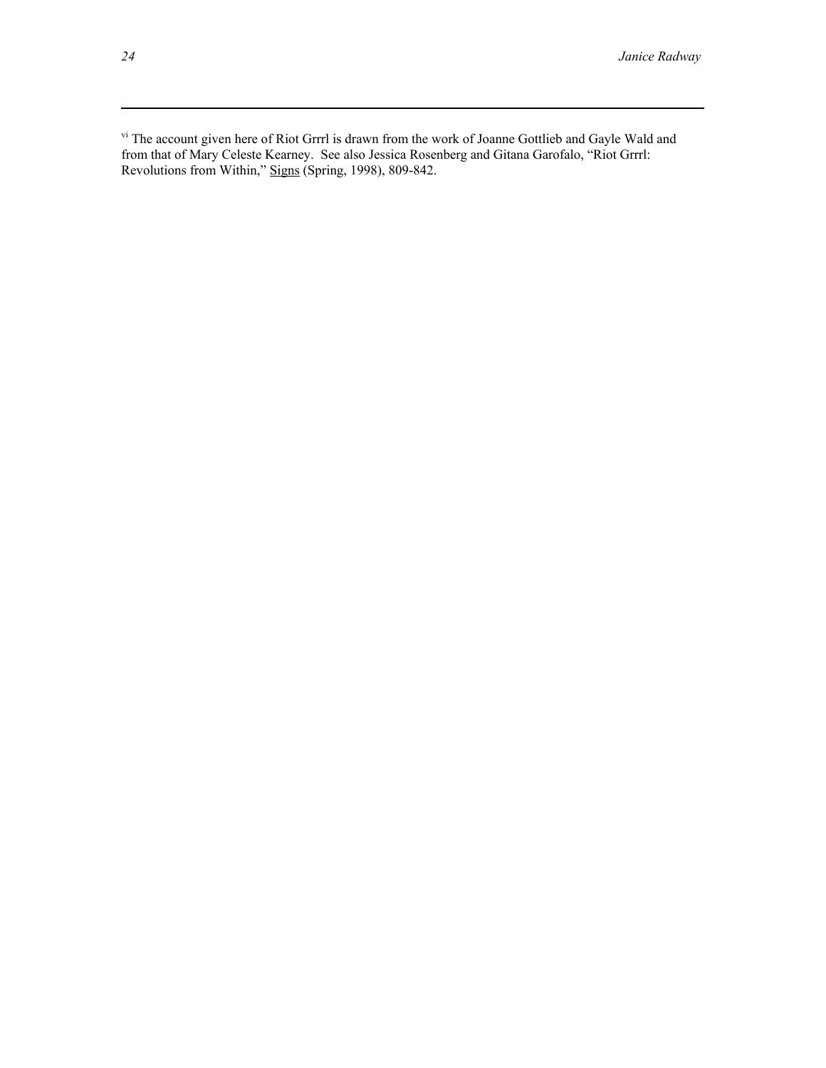[vi] The account given here of Riot Grrrl is drawn from the work of Joanne Gottlieb and Gayle Wald and from that of Mary Celeste Kearney. See also Jessica Rosenberg and Gitana Garofalo, "Riot Grrrl: Revolutions from Within," Signs (Spring, 1998), 809-842.